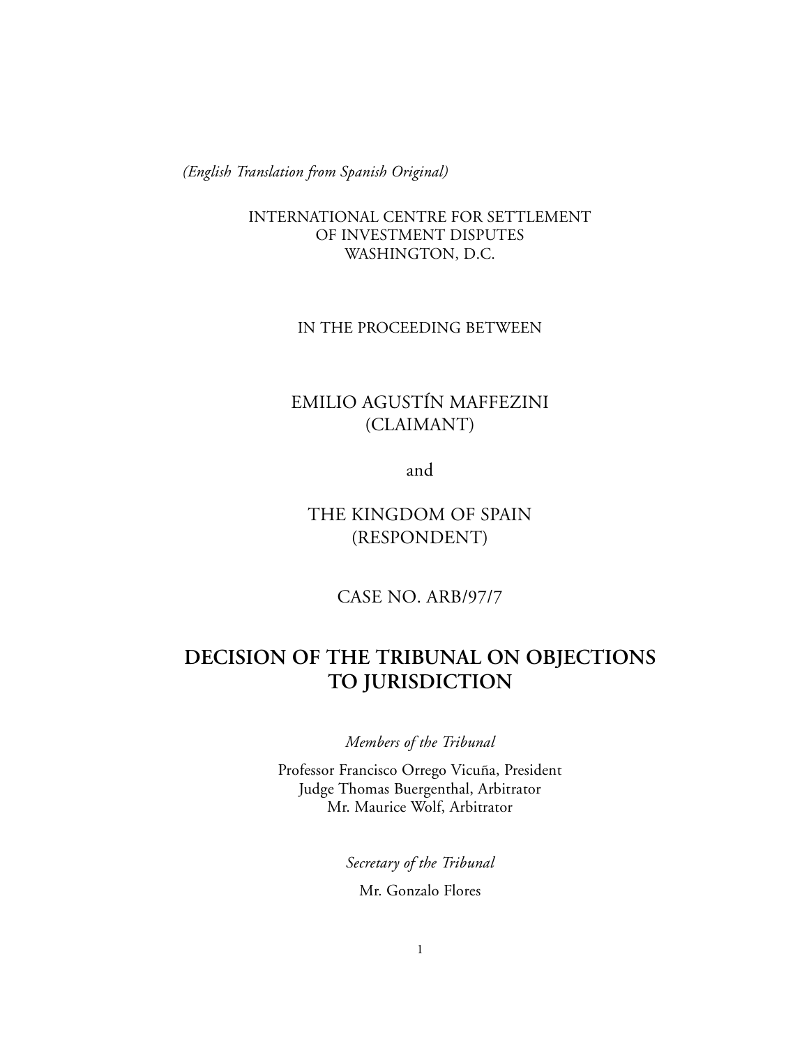*(English Translation from Spanish Original)*

INTERNATIONAL CENTRE FOR SETTLEMENT
OF INVESTMENT DISPUTES
WASHINGTON, D.C.

IN THE PROCEEDING BETWEEN

EMILIO AGUSTÍN MAFFEZINI
(CLAIMANT)

and

THE KINGDOM OF SPAIN
(RESPONDENT)

CASE NO. ARB/97/7

# DECISION OF THE TRIBUNAL ON OBJECTIONS TO JURISDICTION

*Members of the Tribunal*

Professor Francisco Orrego Vicuña, President
Judge Thomas Buergenthal, Arbitrator
Mr. Maurice Wolf, Arbitrator

*Secretary of the Tribunal*

Mr. Gonzalo Flores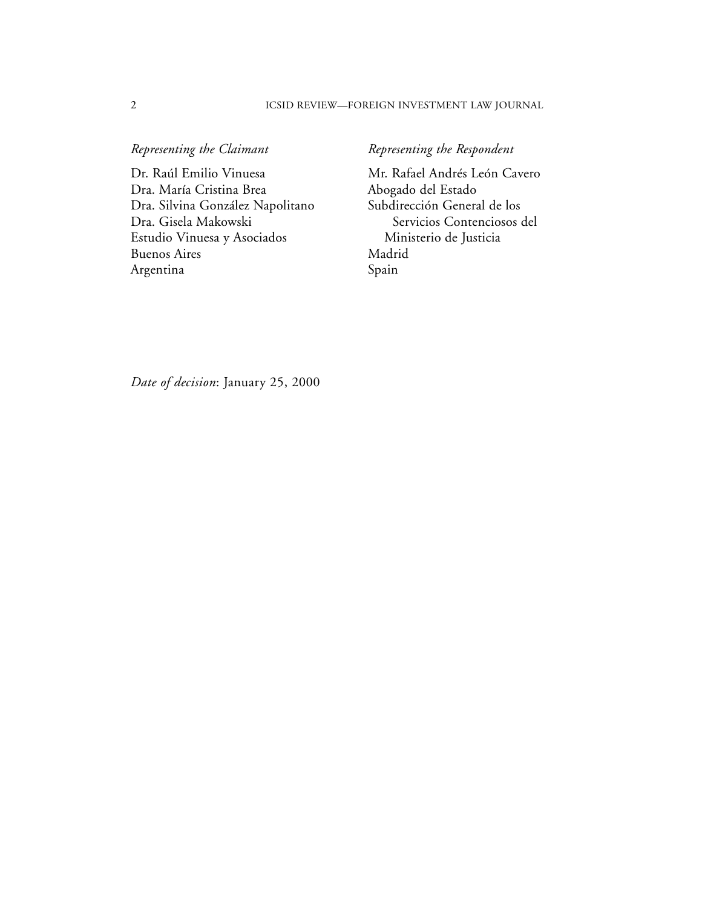*Representing the Claimant*

Dr. Raúl Emilio Vinuesa
Dra. María Cristina Brea
Dra. Silvina González Napolitano
Dra. Gisela Makowski
Estudio Vinuesa y Asociados
Buenos Aires
Argentina

*Representing the Respondent*

Mr. Rafael Andrés León Cavero
Abogado del Estado
Subdirección General de los Servicios Contenciosos del Ministerio de Justicia
Madrid
Spain

*Date of decision*: January 25, 2000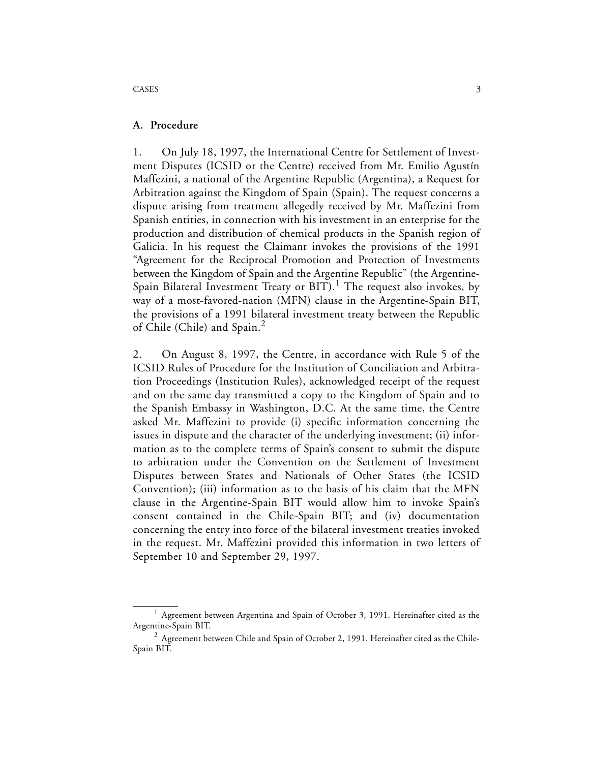## A. Procedure

1. On July 18, 1997, the International Centre for Settlement of Investment Disputes (ICSID or the Centre) received from Mr. Emilio Agustín Maffezini, a national of the Argentine Republic (Argentina), a Request for Arbitration against the Kingdom of Spain (Spain). The request concerns a dispute arising from treatment allegedly received by Mr. Maffezini from Spanish entities, in connection with his investment in an enterprise for the production and distribution of chemical products in the Spanish region of Galicia. In his request the Claimant invokes the provisions of the 1991 "Agreement for the Reciprocal Promotion and Protection of Investments between the Kingdom of Spain and the Argentine Republic" (the Argentine-Spain Bilateral Investment Treaty or BIT).[1] The request also invokes, by way of a most-favored-nation (MFN) clause in the Argentine-Spain BIT, the provisions of a 1991 bilateral investment treaty between the Republic of Chile (Chile) and Spain.[2]

2. On August 8, 1997, the Centre, in accordance with Rule 5 of the ICSID Rules of Procedure for the Institution of Conciliation and Arbitration Proceedings (Institution Rules), acknowledged receipt of the request and on the same day transmitted a copy to the Kingdom of Spain and to the Spanish Embassy in Washington, D.C. At the same time, the Centre asked Mr. Maffezini to provide (i) specific information concerning the issues in dispute and the character of the underlying investment; (ii) information as to the complete terms of Spain's consent to submit the dispute to arbitration under the Convention on the Settlement of Investment Disputes between States and Nationals of Other States (the ICSID Convention); (iii) information as to the basis of his claim that the MFN clause in the Argentine-Spain BIT would allow him to invoke Spain's consent contained in the Chile-Spain BIT; and (iv) documentation concerning the entry into force of the bilateral investment treaties invoked in the request. Mr. Maffezini provided this information in two letters of September 10 and September 29, 1997.

---

[1] Agreement between Argentina and Spain of October 3, 1991. Hereinafter cited as the Argentine-Spain BIT.

[2] Agreement between Chile and Spain of October 2, 1991. Hereinafter cited as the Chile-Spain BIT.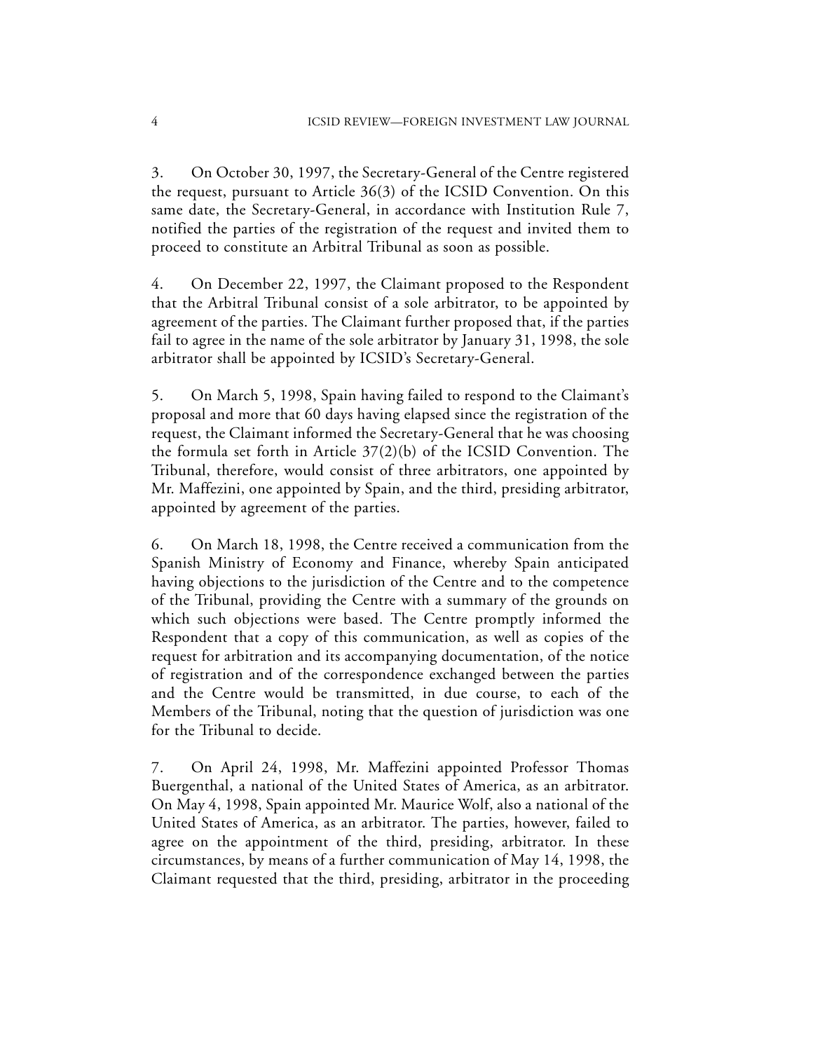3. On October 30, 1997, the Secretary-General of the Centre registered the request, pursuant to Article 36(3) of the ICSID Convention. On this same date, the Secretary-General, in accordance with Institution Rule 7, notified the parties of the registration of the request and invited them to proceed to constitute an Arbitral Tribunal as soon as possible.

4. On December 22, 1997, the Claimant proposed to the Respondent that the Arbitral Tribunal consist of a sole arbitrator, to be appointed by agreement of the parties. The Claimant further proposed that, if the parties fail to agree in the name of the sole arbitrator by January 31, 1998, the sole arbitrator shall be appointed by ICSID's Secretary-General.

5. On March 5, 1998, Spain having failed to respond to the Claimant's proposal and more that 60 days having elapsed since the registration of the request, the Claimant informed the Secretary-General that he was choosing the formula set forth in Article 37(2)(b) of the ICSID Convention. The Tribunal, therefore, would consist of three arbitrators, one appointed by Mr. Maffezini, one appointed by Spain, and the third, presiding arbitrator, appointed by agreement of the parties.

6. On March 18, 1998, the Centre received a communication from the Spanish Ministry of Economy and Finance, whereby Spain anticipated having objections to the jurisdiction of the Centre and to the competence of the Tribunal, providing the Centre with a summary of the grounds on which such objections were based. The Centre promptly informed the Respondent that a copy of this communication, as well as copies of the request for arbitration and its accompanying documentation, of the notice of registration and of the correspondence exchanged between the parties and the Centre would be transmitted, in due course, to each of the Members of the Tribunal, noting that the question of jurisdiction was one for the Tribunal to decide.

7. On April 24, 1998, Mr. Maffezini appointed Professor Thomas Buergenthal, a national of the United States of America, as an arbitrator. On May 4, 1998, Spain appointed Mr. Maurice Wolf, also a national of the United States of America, as an arbitrator. The parties, however, failed to agree on the appointment of the third, presiding, arbitrator. In these circumstances, by means of a further communication of May 14, 1998, the Claimant requested that the third, presiding, arbitrator in the proceeding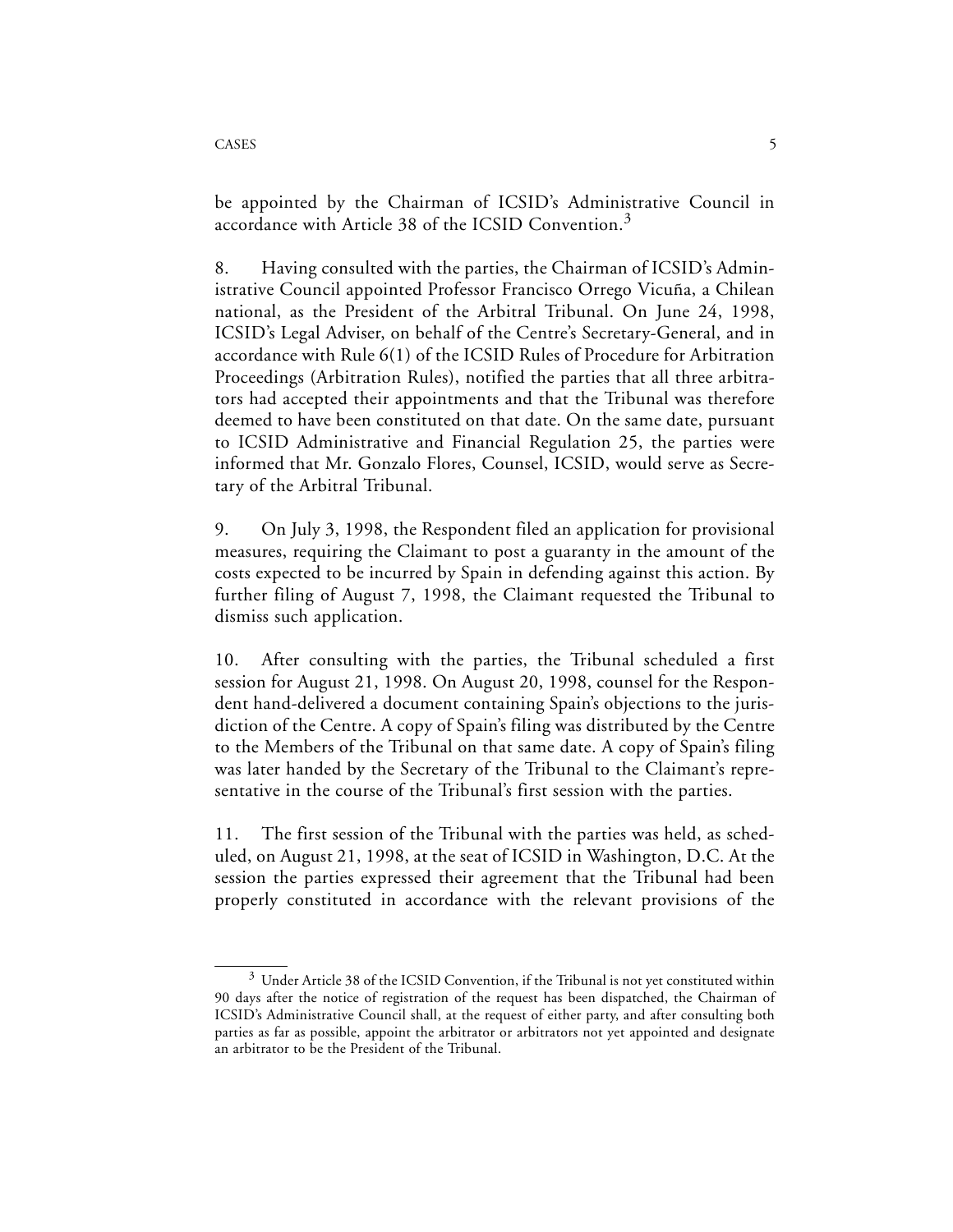be appointed by the Chairman of ICSID's Administrative Council in accordance with Article 38 of the ICSID Convention.[3]

8. Having consulted with the parties, the Chairman of ICSID's Administrative Council appointed Professor Francisco Orrego Vicuña, a Chilean national, as the President of the Arbitral Tribunal. On June 24, 1998, ICSID's Legal Adviser, on behalf of the Centre's Secretary-General, and in accordance with Rule 6(1) of the ICSID Rules of Procedure for Arbitration Proceedings (Arbitration Rules), notified the parties that all three arbitrators had accepted their appointments and that the Tribunal was therefore deemed to have been constituted on that date. On the same date, pursuant to ICSID Administrative and Financial Regulation 25, the parties were informed that Mr. Gonzalo Flores, Counsel, ICSID, would serve as Secretary of the Arbitral Tribunal.

9. On July 3, 1998, the Respondent filed an application for provisional measures, requiring the Claimant to post a guaranty in the amount of the costs expected to be incurred by Spain in defending against this action. By further filing of August 7, 1998, the Claimant requested the Tribunal to dismiss such application.

10. After consulting with the parties, the Tribunal scheduled a first session for August 21, 1998. On August 20, 1998, counsel for the Respondent hand-delivered a document containing Spain's objections to the jurisdiction of the Centre. A copy of Spain's filing was distributed by the Centre to the Members of the Tribunal on that same date. A copy of Spain's filing was later handed by the Secretary of the Tribunal to the Claimant's representative in the course of the Tribunal's first session with the parties.

11. The first session of the Tribunal with the parties was held, as scheduled, on August 21, 1998, at the seat of ICSID in Washington, D.C. At the session the parties expressed their agreement that the Tribunal had been properly constituted in accordance with the relevant provisions of the

[3] Under Article 38 of the ICSID Convention, if the Tribunal is not yet constituted within 90 days after the notice of registration of the request has been dispatched, the Chairman of ICSID's Administrative Council shall, at the request of either party, and after consulting both parties as far as possible, appoint the arbitrator or arbitrators not yet appointed and designate an arbitrator to be the President of the Tribunal.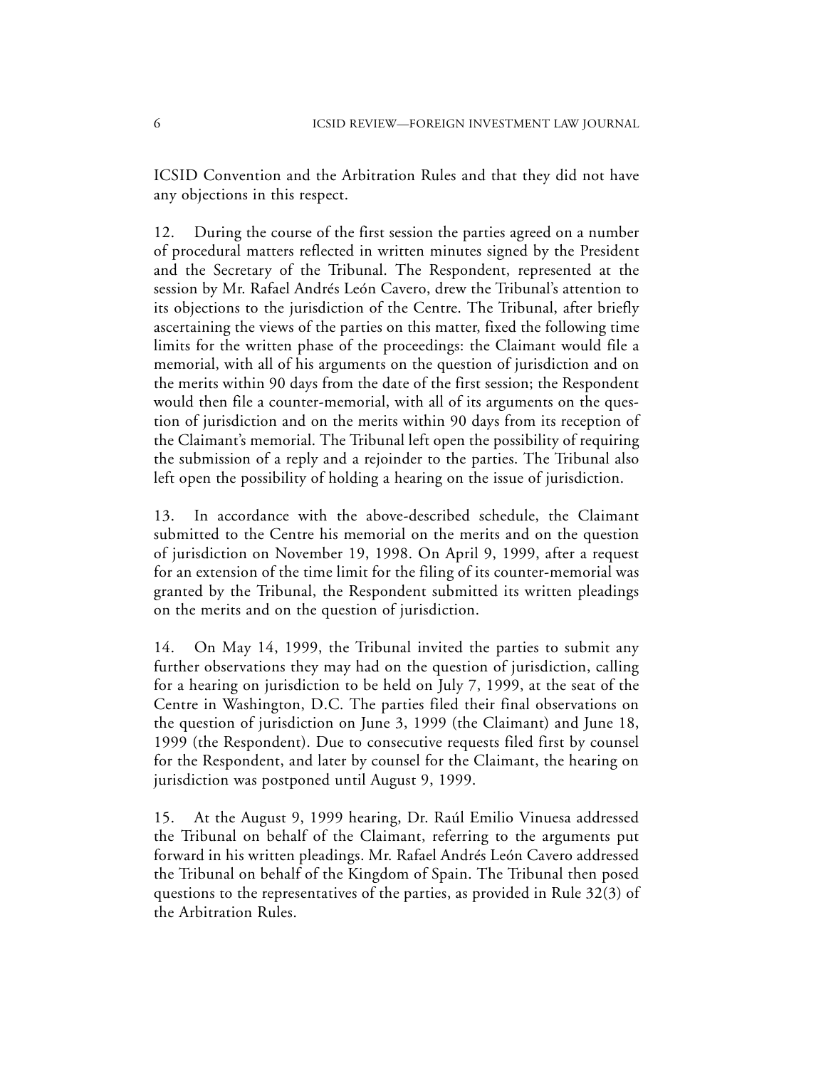ICSID Convention and the Arbitration Rules and that they did not have any objections in this respect.

12. During the course of the first session the parties agreed on a number of procedural matters reflected in written minutes signed by the President and the Secretary of the Tribunal. The Respondent, represented at the session by Mr. Rafael Andrés León Cavero, drew the Tribunal's attention to its objections to the jurisdiction of the Centre. The Tribunal, after briefly ascertaining the views of the parties on this matter, fixed the following time limits for the written phase of the proceedings: the Claimant would file a memorial, with all of his arguments on the question of jurisdiction and on the merits within 90 days from the date of the first session; the Respondent would then file a counter-memorial, with all of its arguments on the question of jurisdiction and on the merits within 90 days from its reception of the Claimant's memorial. The Tribunal left open the possibility of requiring the submission of a reply and a rejoinder to the parties. The Tribunal also left open the possibility of holding a hearing on the issue of jurisdiction.

13. In accordance with the above-described schedule, the Claimant submitted to the Centre his memorial on the merits and on the question of jurisdiction on November 19, 1998. On April 9, 1999, after a request for an extension of the time limit for the filing of its counter-memorial was granted by the Tribunal, the Respondent submitted its written pleadings on the merits and on the question of jurisdiction.

14. On May 14, 1999, the Tribunal invited the parties to submit any further observations they may had on the question of jurisdiction, calling for a hearing on jurisdiction to be held on July 7, 1999, at the seat of the Centre in Washington, D.C. The parties filed their final observations on the question of jurisdiction on June 3, 1999 (the Claimant) and June 18, 1999 (the Respondent). Due to consecutive requests filed first by counsel for the Respondent, and later by counsel for the Claimant, the hearing on jurisdiction was postponed until August 9, 1999.

15. At the August 9, 1999 hearing, Dr. Raúl Emilio Vinuesa addressed the Tribunal on behalf of the Claimant, referring to the arguments put forward in his written pleadings. Mr. Rafael Andrés León Cavero addressed the Tribunal on behalf of the Kingdom of Spain. The Tribunal then posed questions to the representatives of the parties, as provided in Rule 32(3) of the Arbitration Rules.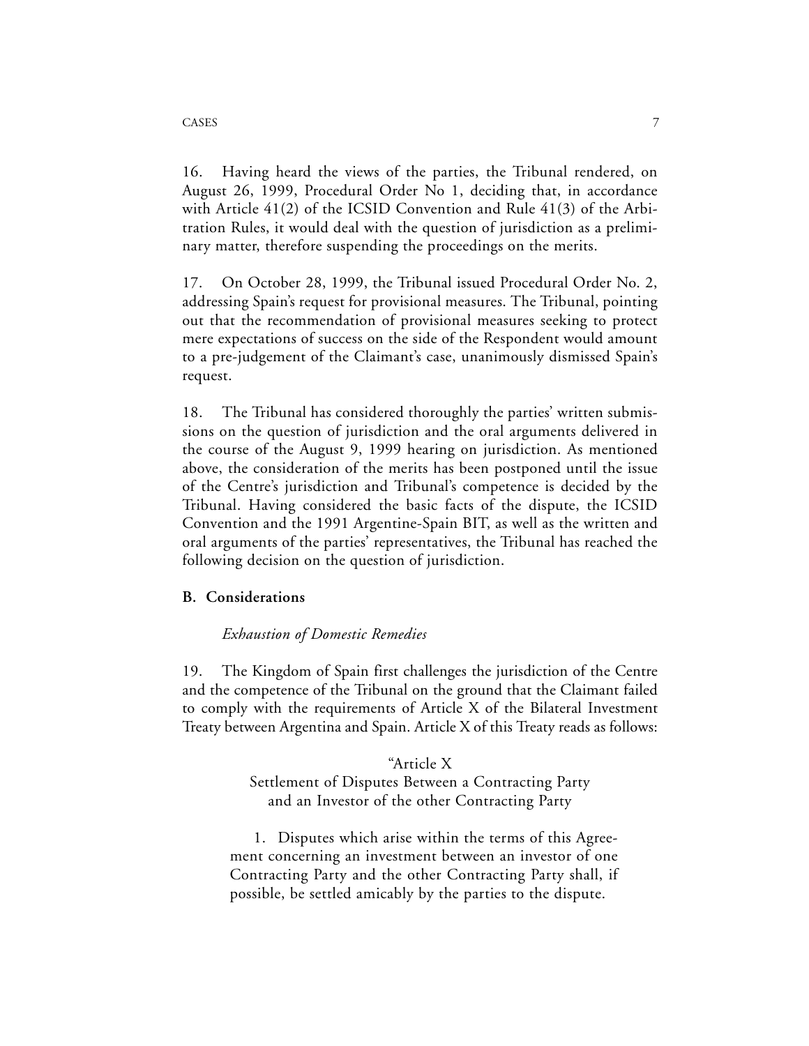16. Having heard the views of the parties, the Tribunal rendered, on August 26, 1999, Procedural Order No 1, deciding that, in accordance with Article 41(2) of the ICSID Convention and Rule 41(3) of the Arbitration Rules, it would deal with the question of jurisdiction as a preliminary matter, therefore suspending the proceedings on the merits.

17. On October 28, 1999, the Tribunal issued Procedural Order No. 2, addressing Spain's request for provisional measures. The Tribunal, pointing out that the recommendation of provisional measures seeking to protect mere expectations of success on the side of the Respondent would amount to a pre-judgement of the Claimant's case, unanimously dismissed Spain's request.

18. The Tribunal has considered thoroughly the parties' written submissions on the question of jurisdiction and the oral arguments delivered in the course of the August 9, 1999 hearing on jurisdiction. As mentioned above, the consideration of the merits has been postponed until the issue of the Centre's jurisdiction and Tribunal's competence is decided by the Tribunal. Having considered the basic facts of the dispute, the ICSID Convention and the 1991 Argentine-Spain BIT, as well as the written and oral arguments of the parties' representatives, the Tribunal has reached the following decision on the question of jurisdiction.

## B. Considerations

*Exhaustion of Domestic Remedies*

19. The Kingdom of Spain first challenges the jurisdiction of the Centre and the competence of the Tribunal on the ground that the Claimant failed to comply with the requirements of Article X of the Bilateral Investment Treaty between Argentina and Spain. Article X of this Treaty reads as follows:

> "Article X
> Settlement of Disputes Between a Contracting Party and an Investor of the other Contracting Party
>
> 1. Disputes which arise within the terms of this Agreement concerning an investment between an investor of one Contracting Party and the other Contracting Party shall, if possible, be settled amicably by the parties to the dispute.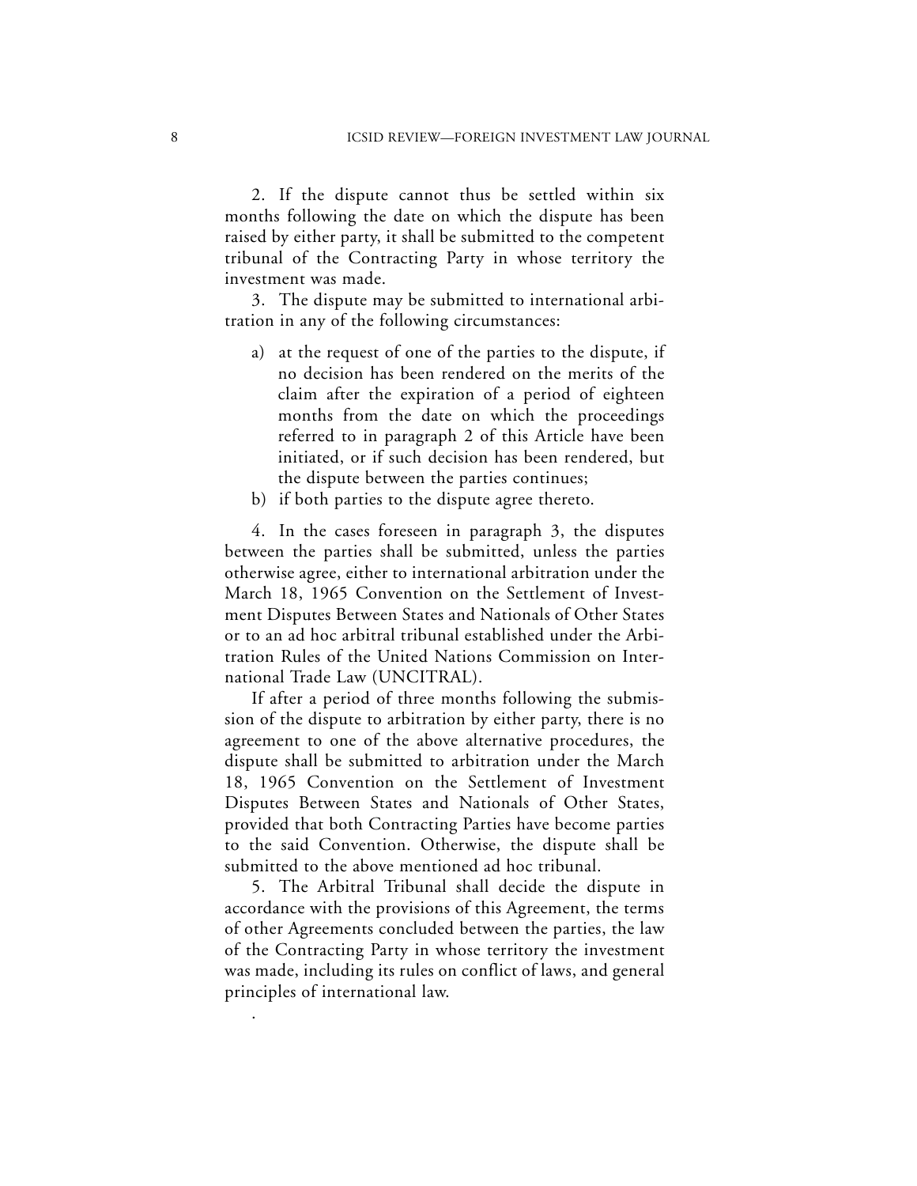2. If the dispute cannot thus be settled within six months following the date on which the dispute has been raised by either party, it shall be submitted to the competent tribunal of the Contracting Party in whose territory the investment was made.

3. The dispute may be submitted to international arbitration in any of the following circumstances:

a) at the request of one of the parties to the dispute, if no decision has been rendered on the merits of the claim after the expiration of a period of eighteen months from the date on which the proceedings referred to in paragraph 2 of this Article have been initiated, or if such decision has been rendered, but the dispute between the parties continues;
b) if both parties to the dispute agree thereto.

4. In the cases foreseen in paragraph 3, the disputes between the parties shall be submitted, unless the parties otherwise agree, either to international arbitration under the March 18, 1965 Convention on the Settlement of Investment Disputes Between States and Nationals of Other States or to an ad hoc arbitral tribunal established under the Arbitration Rules of the United Nations Commission on International Trade Law (UNCITRAL).

If after a period of three months following the submission of the dispute to arbitration by either party, there is no agreement to one of the above alternative procedures, the dispute shall be submitted to arbitration under the March 18, 1965 Convention on the Settlement of Investment Disputes Between States and Nationals of Other States, provided that both Contracting Parties have become parties to the said Convention. Otherwise, the dispute shall be submitted to the above mentioned ad hoc tribunal.

5. The Arbitral Tribunal shall decide the dispute in accordance with the provisions of this Agreement, the terms of other Agreements concluded between the parties, the law of the Contracting Party in whose territory the investment was made, including its rules on conflict of laws, and general principles of international law.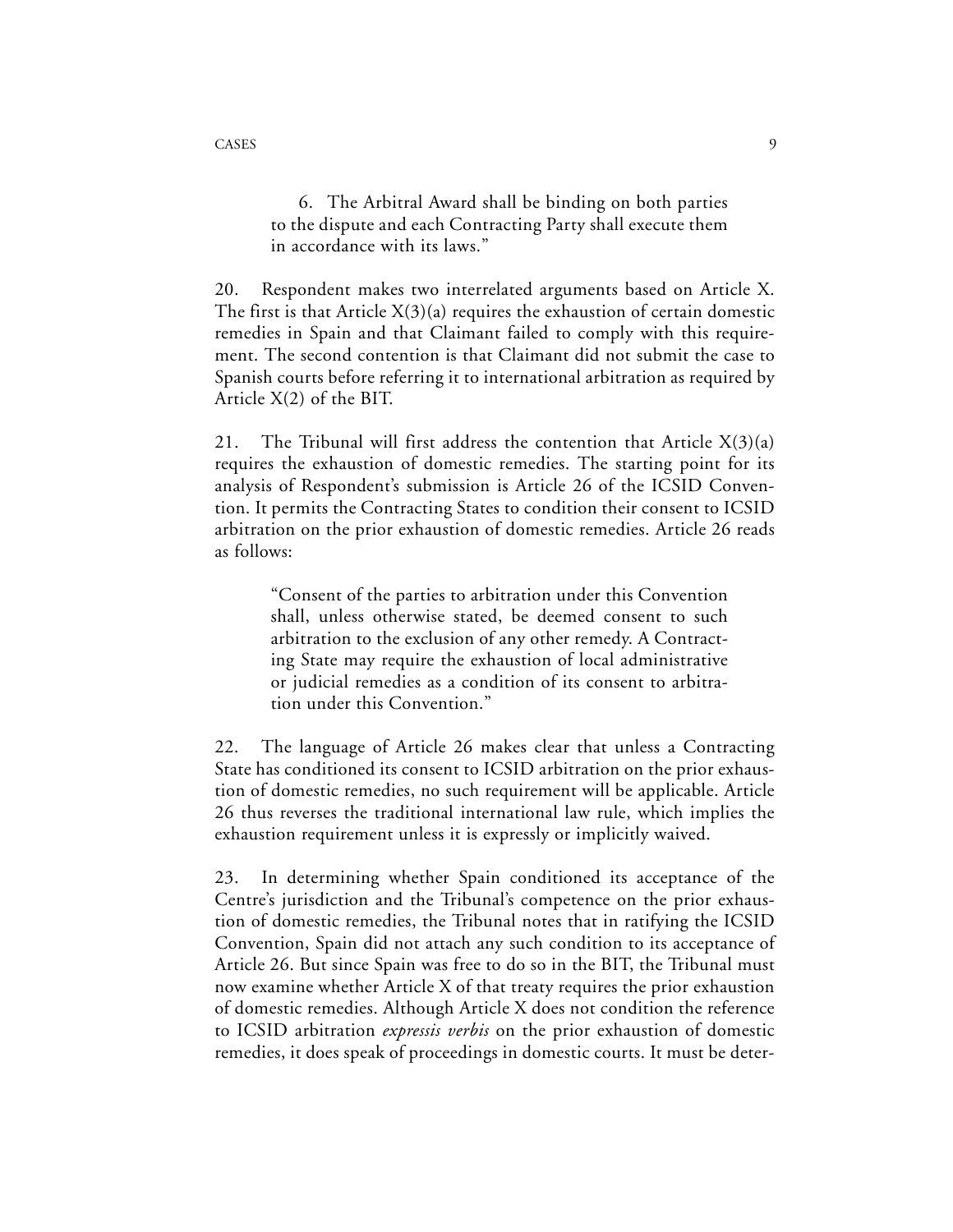> 6. The Arbitral Award shall be binding on both parties to the dispute and each Contracting Party shall execute them in accordance with its laws."

20. Respondent makes two interrelated arguments based on Article X. The first is that Article X(3)(a) requires the exhaustion of certain domestic remedies in Spain and that Claimant failed to comply with this requirement. The second contention is that Claimant did not submit the case to Spanish courts before referring it to international arbitration as required by Article X(2) of the BIT.

21. The Tribunal will first address the contention that Article X(3)(a) requires the exhaustion of domestic remedies. The starting point for its analysis of Respondent's submission is Article 26 of the ICSID Convention. It permits the Contracting States to condition their consent to ICSID arbitration on the prior exhaustion of domestic remedies. Article 26 reads as follows:

> "Consent of the parties to arbitration under this Convention shall, unless otherwise stated, be deemed consent to such arbitration to the exclusion of any other remedy. A Contracting State may require the exhaustion of local administrative or judicial remedies as a condition of its consent to arbitration under this Convention."

22. The language of Article 26 makes clear that unless a Contracting State has conditioned its consent to ICSID arbitration on the prior exhaustion of domestic remedies, no such requirement will be applicable. Article 26 thus reverses the traditional international law rule, which implies the exhaustion requirement unless it is expressly or implicitly waived.

23. In determining whether Spain conditioned its acceptance of the Centre's jurisdiction and the Tribunal's competence on the prior exhaustion of domestic remedies, the Tribunal notes that in ratifying the ICSID Convention, Spain did not attach any such condition to its acceptance of Article 26. But since Spain was free to do so in the BIT, the Tribunal must now examine whether Article X of that treaty requires the prior exhaustion of domestic remedies. Although Article X does not condition the reference to ICSID arbitration *expressis verbis* on the prior exhaustion of domestic remedies, it does speak of proceedings in domestic courts. It must be deter-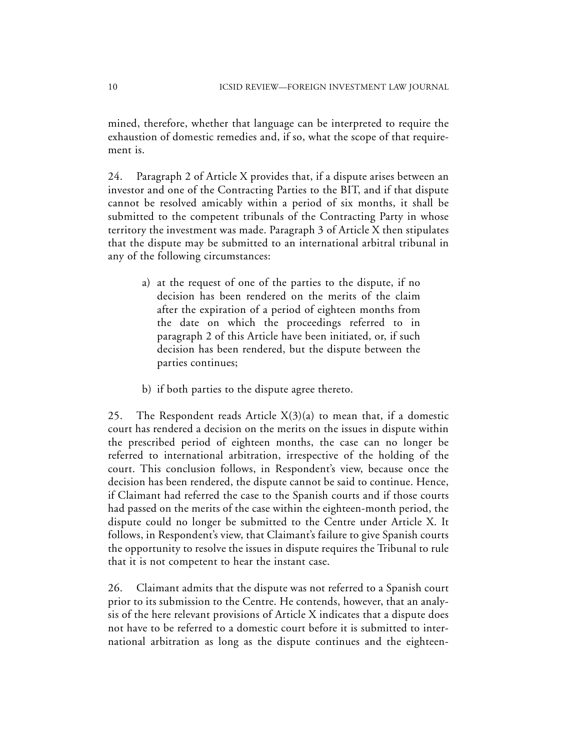mined, therefore, whether that language can be interpreted to require the exhaustion of domestic remedies and, if so, what the scope of that requirement is.

24. Paragraph 2 of Article X provides that, if a dispute arises between an investor and one of the Contracting Parties to the BIT, and if that dispute cannot be resolved amicably within a period of six months, it shall be submitted to the competent tribunals of the Contracting Party in whose territory the investment was made. Paragraph 3 of Article X then stipulates that the dispute may be submitted to an international arbitral tribunal in any of the following circumstances:

> a) at the request of one of the parties to the dispute, if no decision has been rendered on the merits of the claim after the expiration of a period of eighteen months from the date on which the proceedings referred to in paragraph 2 of this Article have been initiated, or, if such decision has been rendered, but the dispute between the parties continues;
>
> b) if both parties to the dispute agree thereto.

25. The Respondent reads Article X(3)(a) to mean that, if a domestic court has rendered a decision on the merits on the issues in dispute within the prescribed period of eighteen months, the case can no longer be referred to international arbitration, irrespective of the holding of the court. This conclusion follows, in Respondent's view, because once the decision has been rendered, the dispute cannot be said to continue. Hence, if Claimant had referred the case to the Spanish courts and if those courts had passed on the merits of the case within the eighteen-month period, the dispute could no longer be submitted to the Centre under Article X. It follows, in Respondent's view, that Claimant's failure to give Spanish courts the opportunity to resolve the issues in dispute requires the Tribunal to rule that it is not competent to hear the instant case.

26. Claimant admits that the dispute was not referred to a Spanish court prior to its submission to the Centre. He contends, however, that an analysis of the here relevant provisions of Article X indicates that a dispute does not have to be referred to a domestic court before it is submitted to international arbitration as long as the dispute continues and the eighteen-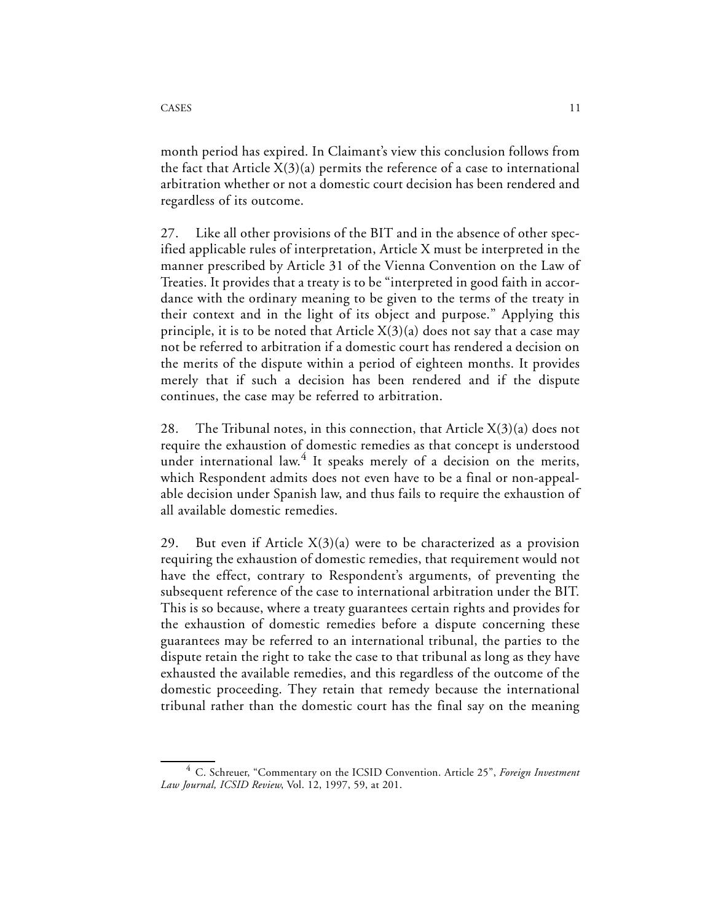month period has expired. In Claimant's view this conclusion follows from the fact that Article X(3)(a) permits the reference of a case to international arbitration whether or not a domestic court decision has been rendered and regardless of its outcome.

27. Like all other provisions of the BIT and in the absence of other specified applicable rules of interpretation, Article X must be interpreted in the manner prescribed by Article 31 of the Vienna Convention on the Law of Treaties. It provides that a treaty is to be "interpreted in good faith in accordance with the ordinary meaning to be given to the terms of the treaty in their context and in the light of its object and purpose." Applying this principle, it is to be noted that Article X(3)(a) does not say that a case may not be referred to arbitration if a domestic court has rendered a decision on the merits of the dispute within a period of eighteen months. It provides merely that if such a decision has been rendered and if the dispute continues, the case may be referred to arbitration.

28. The Tribunal notes, in this connection, that Article X(3)(a) does not require the exhaustion of domestic remedies as that concept is understood under international law.[4] It speaks merely of a decision on the merits, which Respondent admits does not even have to be a final or non-appealable decision under Spanish law, and thus fails to require the exhaustion of all available domestic remedies.

29. But even if Article X(3)(a) were to be characterized as a provision requiring the exhaustion of domestic remedies, that requirement would not have the effect, contrary to Respondent's arguments, of preventing the subsequent reference of the case to international arbitration under the BIT. This is so because, where a treaty guarantees certain rights and provides for the exhaustion of domestic remedies before a dispute concerning these guarantees may be referred to an international tribunal, the parties to the dispute retain the right to take the case to that tribunal as long as they have exhausted the available remedies, and this regardless of the outcome of the domestic proceeding. They retain that remedy because the international tribunal rather than the domestic court has the final say on the meaning

[4] C. Schreuer, "Commentary on the ICSID Convention. Article 25", *Foreign Investment Law Journal, ICSID Review*, Vol. 12, 1997, 59, at 201.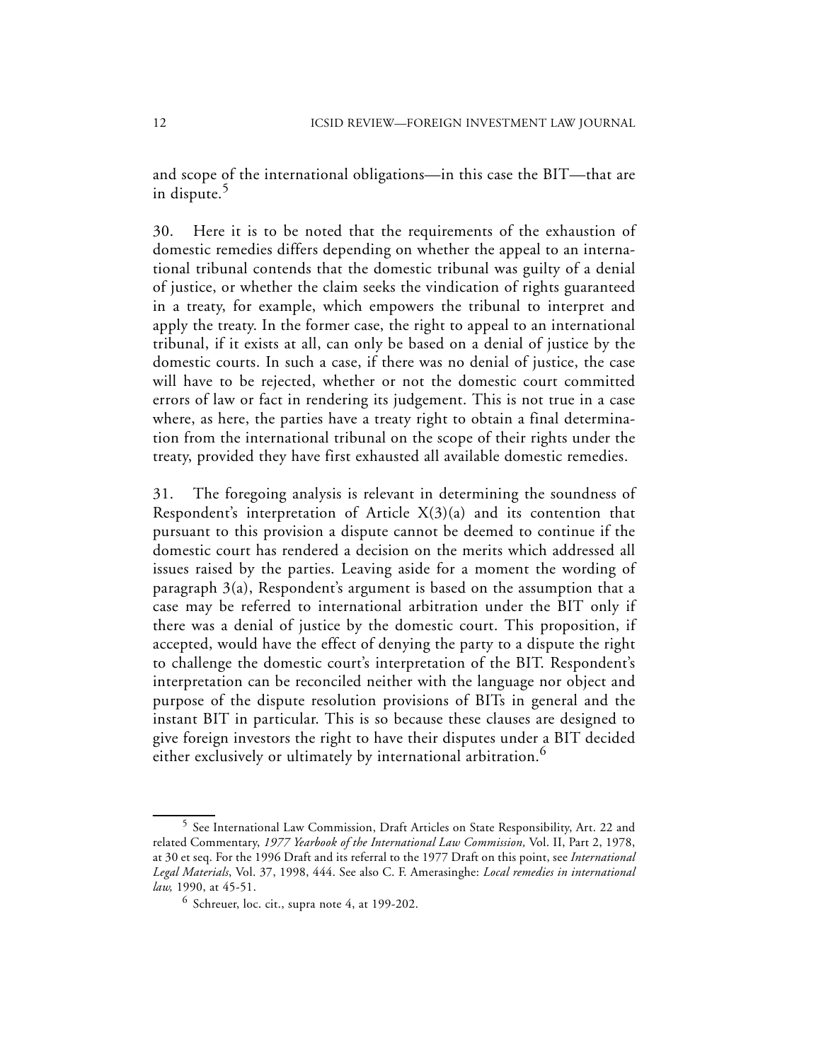and scope of the international obligations—in this case the BIT—that are in dispute.[5]

30. Here it is to be noted that the requirements of the exhaustion of domestic remedies differs depending on whether the appeal to an international tribunal contends that the domestic tribunal was guilty of a denial of justice, or whether the claim seeks the vindication of rights guaranteed in a treaty, for example, which empowers the tribunal to interpret and apply the treaty. In the former case, the right to appeal to an international tribunal, if it exists at all, can only be based on a denial of justice by the domestic courts. In such a case, if there was no denial of justice, the case will have to be rejected, whether or not the domestic court committed errors of law or fact in rendering its judgement. This is not true in a case where, as here, the parties have a treaty right to obtain a final determination from the international tribunal on the scope of their rights under the treaty, provided they have first exhausted all available domestic remedies.

31. The foregoing analysis is relevant in determining the soundness of Respondent's interpretation of Article X(3)(a) and its contention that pursuant to this provision a dispute cannot be deemed to continue if the domestic court has rendered a decision on the merits which addressed all issues raised by the parties. Leaving aside for a moment the wording of paragraph 3(a), Respondent's argument is based on the assumption that a case may be referred to international arbitration under the BIT only if there was a denial of justice by the domestic court. This proposition, if accepted, would have the effect of denying the party to a dispute the right to challenge the domestic court's interpretation of the BIT. Respondent's interpretation can be reconciled neither with the language nor object and purpose of the dispute resolution provisions of BITs in general and the instant BIT in particular. This is so because these clauses are designed to give foreign investors the right to have their disputes under a BIT decided either exclusively or ultimately by international arbitration.[6]

---

[5] See International Law Commission, Draft Articles on State Responsibility, Art. 22 and related Commentary, *1977 Yearbook of the International Law Commission,* Vol. II, Part 2, 1978, at 30 et seq. For the 1996 Draft and its referral to the 1977 Draft on this point, see *International Legal Materials*, Vol. 37, 1998, 444. See also C. F. Amerasinghe: *Local remedies in international law,* 1990, at 45-51.

[6] Schreuer, loc. cit., supra note 4, at 199-202.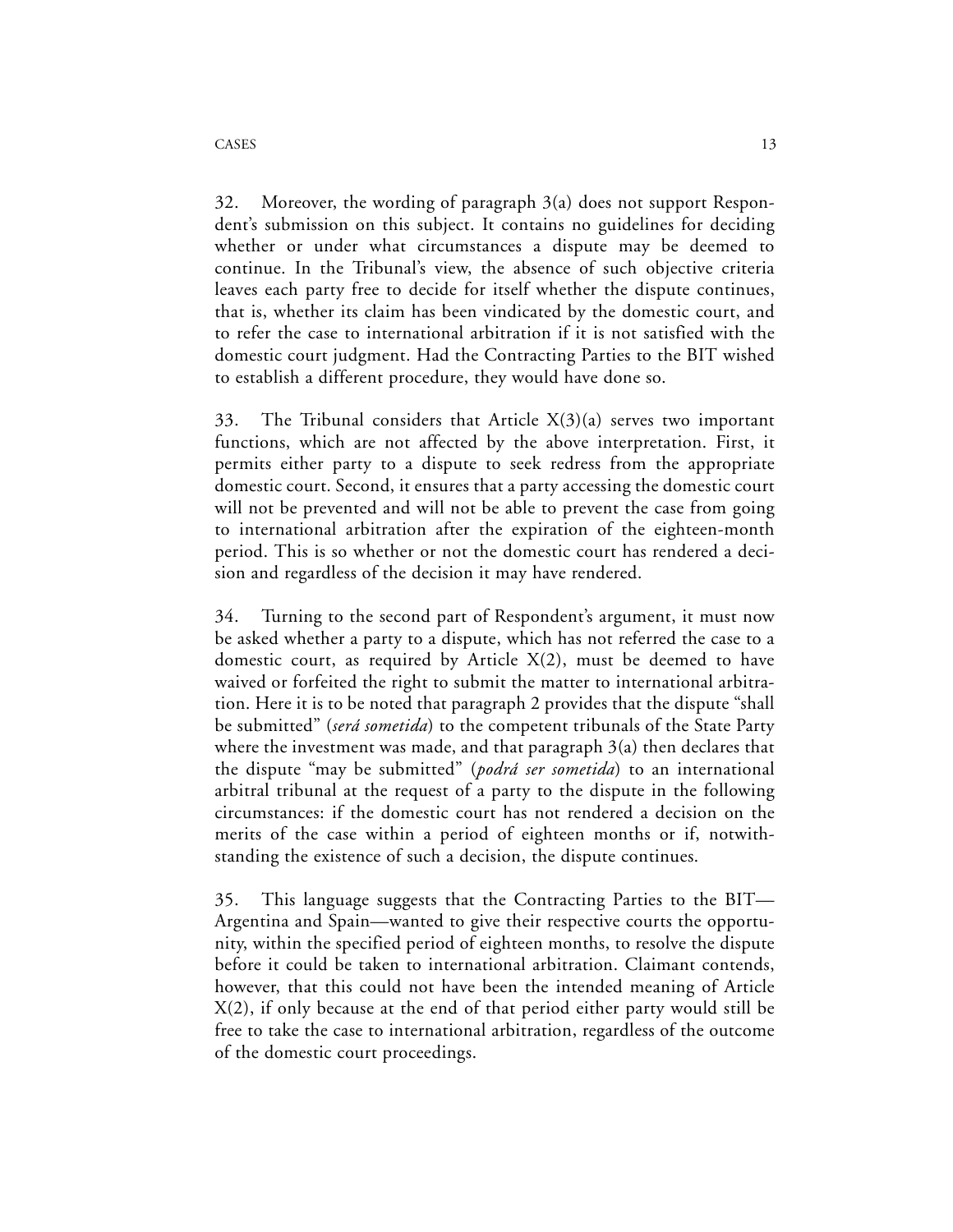32. Moreover, the wording of paragraph 3(a) does not support Respondent's submission on this subject. It contains no guidelines for deciding whether or under what circumstances a dispute may be deemed to continue. In the Tribunal's view, the absence of such objective criteria leaves each party free to decide for itself whether the dispute continues, that is, whether its claim has been vindicated by the domestic court, and to refer the case to international arbitration if it is not satisfied with the domestic court judgment. Had the Contracting Parties to the BIT wished to establish a different procedure, they would have done so.

33. The Tribunal considers that Article X(3)(a) serves two important functions, which are not affected by the above interpretation. First, it permits either party to a dispute to seek redress from the appropriate domestic court. Second, it ensures that a party accessing the domestic court will not be prevented and will not be able to prevent the case from going to international arbitration after the expiration of the eighteen-month period. This is so whether or not the domestic court has rendered a decision and regardless of the decision it may have rendered.

34. Turning to the second part of Respondent's argument, it must now be asked whether a party to a dispute, which has not referred the case to a domestic court, as required by Article X(2), must be deemed to have waived or forfeited the right to submit the matter to international arbitration. Here it is to be noted that paragraph 2 provides that the dispute "shall be submitted" (*será sometida*) to the competent tribunals of the State Party where the investment was made, and that paragraph 3(a) then declares that the dispute "may be submitted" (*podrá ser sometida*) to an international arbitral tribunal at the request of a party to the dispute in the following circumstances: if the domestic court has not rendered a decision on the merits of the case within a period of eighteen months or if, notwithstanding the existence of such a decision, the dispute continues.

35. This language suggests that the Contracting Parties to the BIT—Argentina and Spain—wanted to give their respective courts the opportunity, within the specified period of eighteen months, to resolve the dispute before it could be taken to international arbitration. Claimant contends, however, that this could not have been the intended meaning of Article X(2), if only because at the end of that period either party would still be free to take the case to international arbitration, regardless of the outcome of the domestic court proceedings.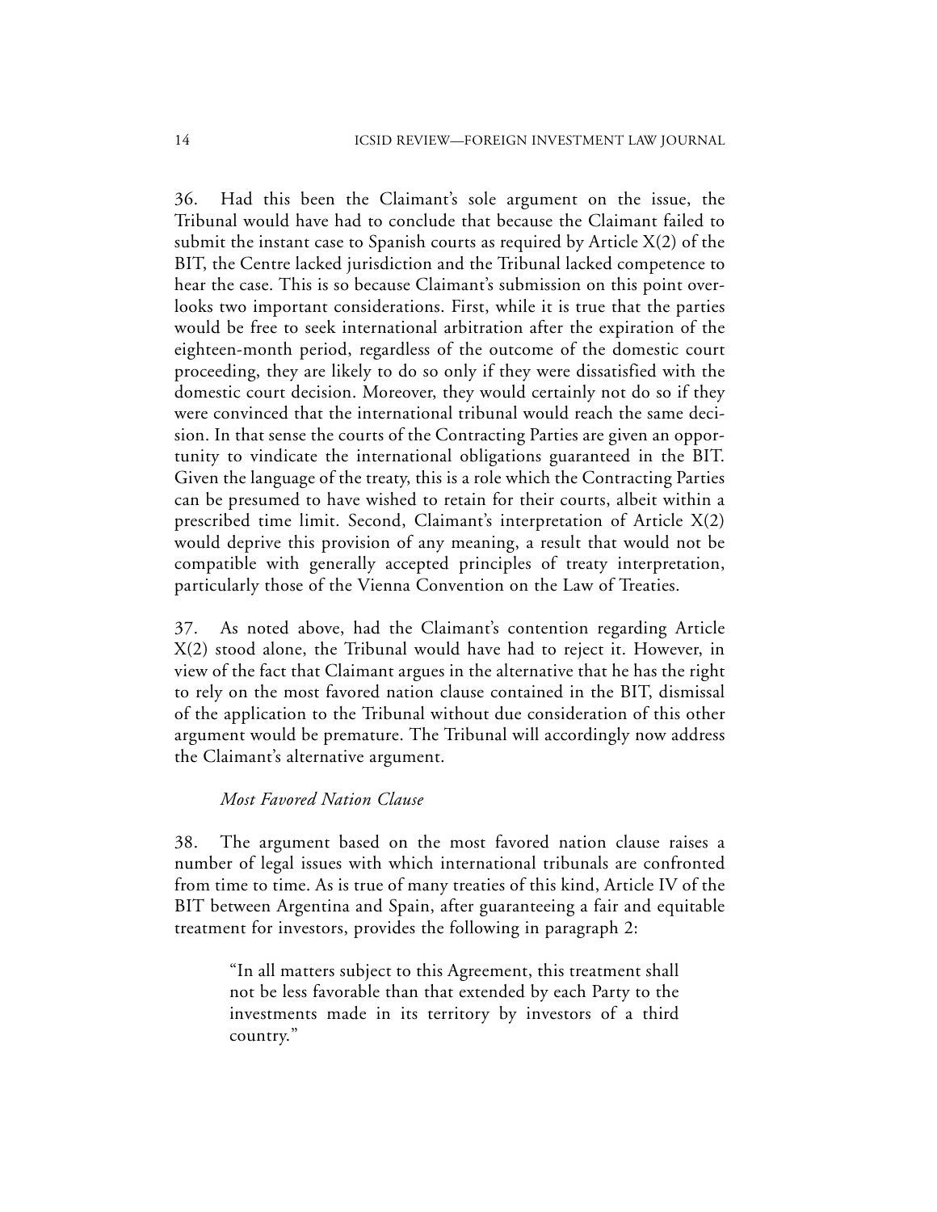36. Had this been the Claimant's sole argument on the issue, the Tribunal would have had to conclude that because the Claimant failed to submit the instant case to Spanish courts as required by Article X(2) of the BIT, the Centre lacked jurisdiction and the Tribunal lacked competence to hear the case. This is so because Claimant's submission on this point overlooks two important considerations. First, while it is true that the parties would be free to seek international arbitration after the expiration of the eighteen-month period, regardless of the outcome of the domestic court proceeding, they are likely to do so only if they were dissatisfied with the domestic court decision. Moreover, they would certainly not do so if they were convinced that the international tribunal would reach the same decision. In that sense the courts of the Contracting Parties are given an opportunity to vindicate the international obligations guaranteed in the BIT. Given the language of the treaty, this is a role which the Contracting Parties can be presumed to have wished to retain for their courts, albeit within a prescribed time limit. Second, Claimant's interpretation of Article X(2) would deprive this provision of any meaning, a result that would not be compatible with generally accepted principles of treaty interpretation, particularly those of the Vienna Convention on the Law of Treaties.

37. As noted above, had the Claimant's contention regarding Article X(2) stood alone, the Tribunal would have had to reject it. However, in view of the fact that Claimant argues in the alternative that he has the right to rely on the most favored nation clause contained in the BIT, dismissal of the application to the Tribunal without due consideration of this other argument would be premature. The Tribunal will accordingly now address the Claimant's alternative argument.

*Most Favored Nation Clause*

38. The argument based on the most favored nation clause raises a number of legal issues with which international tribunals are confronted from time to time. As is true of many treaties of this kind, Article IV of the BIT between Argentina and Spain, after guaranteeing a fair and equitable treatment for investors, provides the following in paragraph 2:

> "In all matters subject to this Agreement, this treatment shall not be less favorable than that extended by each Party to the investments made in its territory by investors of a third country."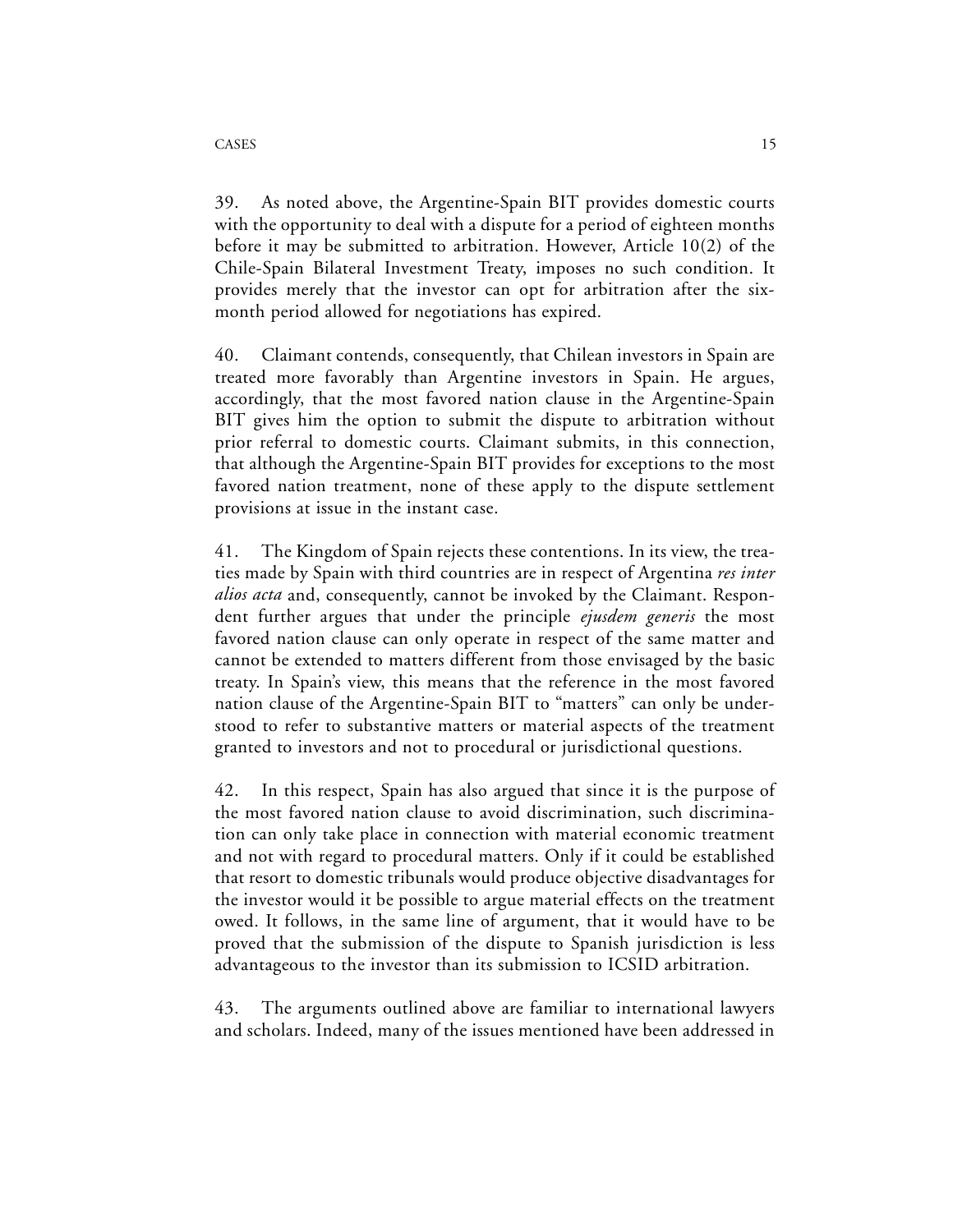39. As noted above, the Argentine-Spain BIT provides domestic courts with the opportunity to deal with a dispute for a period of eighteen months before it may be submitted to arbitration. However, Article 10(2) of the Chile-Spain Bilateral Investment Treaty, imposes no such condition. It provides merely that the investor can opt for arbitration after the six-month period allowed for negotiations has expired.

40. Claimant contends, consequently, that Chilean investors in Spain are treated more favorably than Argentine investors in Spain. He argues, accordingly, that the most favored nation clause in the Argentine-Spain BIT gives him the option to submit the dispute to arbitration without prior referral to domestic courts. Claimant submits, in this connection, that although the Argentine-Spain BIT provides for exceptions to the most favored nation treatment, none of these apply to the dispute settlement provisions at issue in the instant case.

41. The Kingdom of Spain rejects these contentions. In its view, the treaties made by Spain with third countries are in respect of Argentina *res inter alios acta* and, consequently, cannot be invoked by the Claimant. Respondent further argues that under the principle *ejusdem generis* the most favored nation clause can only operate in respect of the same matter and cannot be extended to matters different from those envisaged by the basic treaty. In Spain's view, this means that the reference in the most favored nation clause of the Argentine-Spain BIT to "matters" can only be understood to refer to substantive matters or material aspects of the treatment granted to investors and not to procedural or jurisdictional questions.

42. In this respect, Spain has also argued that since it is the purpose of the most favored nation clause to avoid discrimination, such discrimination can only take place in connection with material economic treatment and not with regard to procedural matters. Only if it could be established that resort to domestic tribunals would produce objective disadvantages for the investor would it be possible to argue material effects on the treatment owed. It follows, in the same line of argument, that it would have to be proved that the submission of the dispute to Spanish jurisdiction is less advantageous to the investor than its submission to ICSID arbitration.

43. The arguments outlined above are familiar to international lawyers and scholars. Indeed, many of the issues mentioned have been addressed in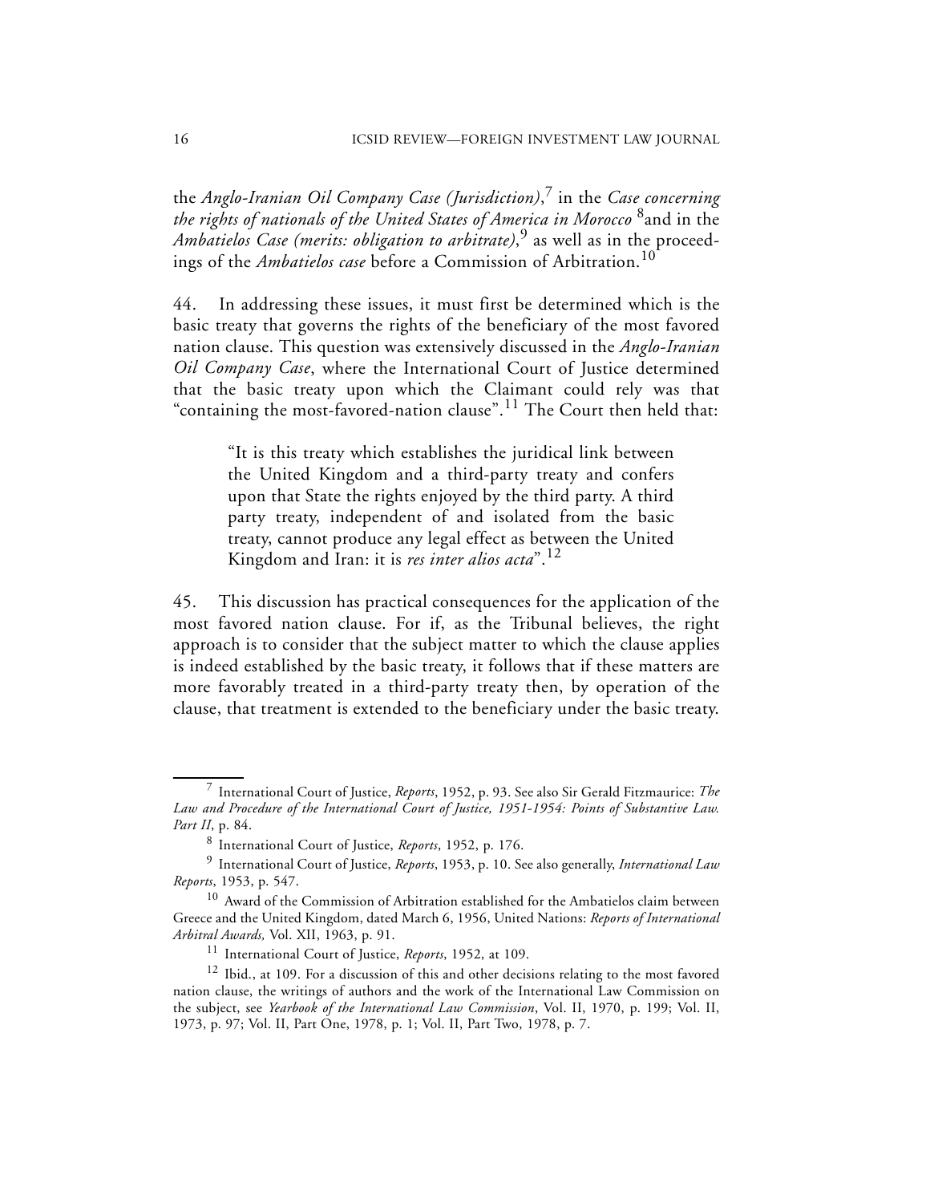the *Anglo-Iranian Oil Company Case (Jurisdiction)*,[7] in the *Case concerning the rights of nationals of the United States of America in Morocco* [8]and in the *Ambatielos Case (merits: obligation to arbitrate)*,[9] as well as in the proceedings of the *Ambatielos case* before a Commission of Arbitration.[10]

44. In addressing these issues, it must first be determined which is the basic treaty that governs the rights of the beneficiary of the most favored nation clause. This question was extensively discussed in the *Anglo-Iranian Oil Company Case*, where the International Court of Justice determined that the basic treaty upon which the Claimant could rely was that "containing the most-favored-nation clause".[11] The Court then held that:

> "It is this treaty which establishes the juridical link between the United Kingdom and a third-party treaty and confers upon that State the rights enjoyed by the third party. A third party treaty, independent of and isolated from the basic treaty, cannot produce any legal effect as between the United Kingdom and Iran: it is *res inter alios acta*".[12]

45. This discussion has practical consequences for the application of the most favored nation clause. For if, as the Tribunal believes, the right approach is to consider that the subject matter to which the clause applies is indeed established by the basic treaty, it follows that if these matters are more favorably treated in a third-party treaty then, by operation of the clause, that treatment is extended to the beneficiary under the basic treaty.

---

[7] International Court of Justice, *Reports*, 1952, p. 93. See also Sir Gerald Fitzmaurice: *The Law and Procedure of the International Court of Justice, 1951-1954: Points of Substantive Law. Part II*, p. 84.

[8] International Court of Justice, *Reports*, 1952, p. 176.

[9] International Court of Justice, *Reports*, 1953, p. 10. See also generally, *International Law Reports*, 1953, p. 547.

[10] Award of the Commission of Arbitration established for the Ambatielos claim between Greece and the United Kingdom, dated March 6, 1956, United Nations: *Reports of International Arbitral Awards,* Vol. XII, 1963, p. 91.

[11] International Court of Justice, *Reports*, 1952, at 109.

[12] Ibid., at 109. For a discussion of this and other decisions relating to the most favored nation clause, the writings of authors and the work of the International Law Commission on the subject, see *Yearbook of the International Law Commission*, Vol. II, 1970, p. 199; Vol. II, 1973, p. 97; Vol. II, Part One, 1978, p. 1; Vol. II, Part Two, 1978, p. 7.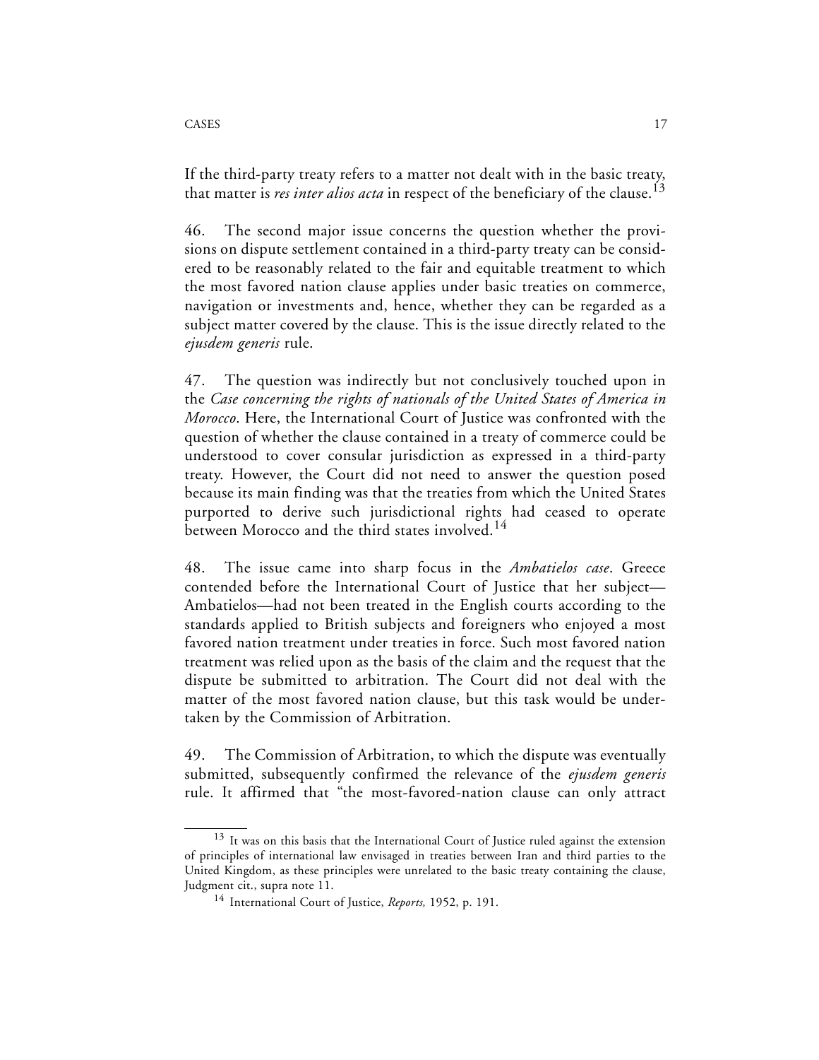If the third-party treaty refers to a matter not dealt with in the basic treaty, that matter is *res inter alios acta* in respect of the beneficiary of the clause.[13]

46. The second major issue concerns the question whether the provisions on dispute settlement contained in a third-party treaty can be considered to be reasonably related to the fair and equitable treatment to which the most favored nation clause applies under basic treaties on commerce, navigation or investments and, hence, whether they can be regarded as a subject matter covered by the clause. This is the issue directly related to the *ejusdem generis* rule.

47. The question was indirectly but not conclusively touched upon in the *Case concerning the rights of nationals of the United States of America in Morocco*. Here, the International Court of Justice was confronted with the question of whether the clause contained in a treaty of commerce could be understood to cover consular jurisdiction as expressed in a third-party treaty. However, the Court did not need to answer the question posed because its main finding was that the treaties from which the United States purported to derive such jurisdictional rights had ceased to operate between Morocco and the third states involved.[14]

48. The issue came into sharp focus in the *Ambatielos case*. Greece contended before the International Court of Justice that her subject—Ambatielos—had not been treated in the English courts according to the standards applied to British subjects and foreigners who enjoyed a most favored nation treatment under treaties in force. Such most favored nation treatment was relied upon as the basis of the claim and the request that the dispute be submitted to arbitration. The Court did not deal with the matter of the most favored nation clause, but this task would be undertaken by the Commission of Arbitration.

49. The Commission of Arbitration, to which the dispute was eventually submitted, subsequently confirmed the relevance of the *ejusdem generis* rule. It affirmed that "the most-favored-nation clause can only attract

---

[13] It was on this basis that the International Court of Justice ruled against the extension of principles of international law envisaged in treaties between Iran and third parties to the United Kingdom, as these principles were unrelated to the basic treaty containing the clause, Judgment cit., supra note 11.

[14] International Court of Justice, *Reports,* 1952, p. 191.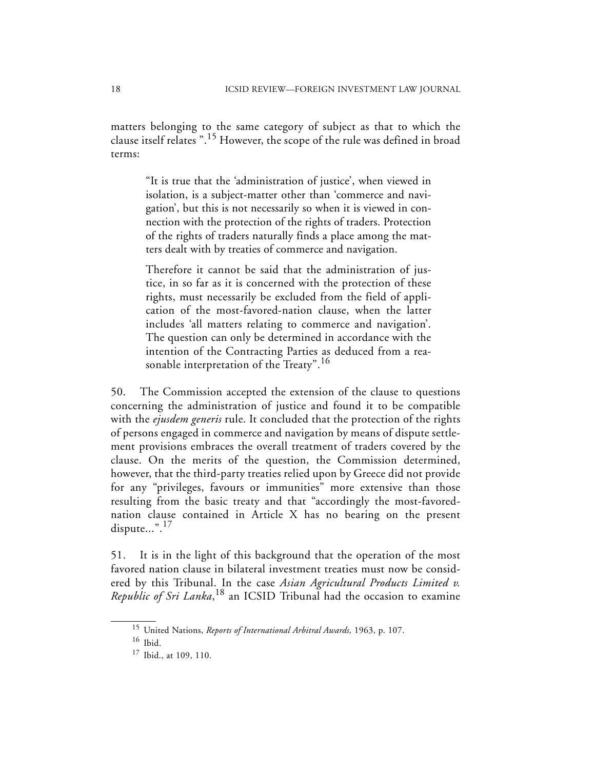matters belonging to the same category of subject as that to which the clause itself relates ".[15] However, the scope of the rule was defined in broad terms:

> "It is true that the 'administration of justice', when viewed in isolation, is a subject-matter other than 'commerce and navigation', but this is not necessarily so when it is viewed in connection with the protection of the rights of traders. Protection of the rights of traders naturally finds a place among the matters dealt with by treaties of commerce and navigation.
>
> Therefore it cannot be said that the administration of justice, in so far as it is concerned with the protection of these rights, must necessarily be excluded from the field of application of the most-favored-nation clause, when the latter includes 'all matters relating to commerce and navigation'. The question can only be determined in accordance with the intention of the Contracting Parties as deduced from a reasonable interpretation of the Treaty".[16]

50. The Commission accepted the extension of the clause to questions concerning the administration of justice and found it to be compatible with the *ejusdem generis* rule. It concluded that the protection of the rights of persons engaged in commerce and navigation by means of dispute settlement provisions embraces the overall treatment of traders covered by the clause. On the merits of the question, the Commission determined, however, that the third-party treaties relied upon by Greece did not provide for any "privileges, favours or immunities" more extensive than those resulting from the basic treaty and that "accordingly the most-favored-nation clause contained in Article X has no bearing on the present dispute...".[17]

51. It is in the light of this background that the operation of the most favored nation clause in bilateral investment treaties must now be considered by this Tribunal. In the case *Asian Agricultural Products Limited v. Republic of Sri Lanka*,[18] an ICSID Tribunal had the occasion to examine

---

[15] United Nations, *Reports of International Arbitral Awards,* 1963, p. 107.

[16] Ibid.

[17] Ibid., at 109, 110.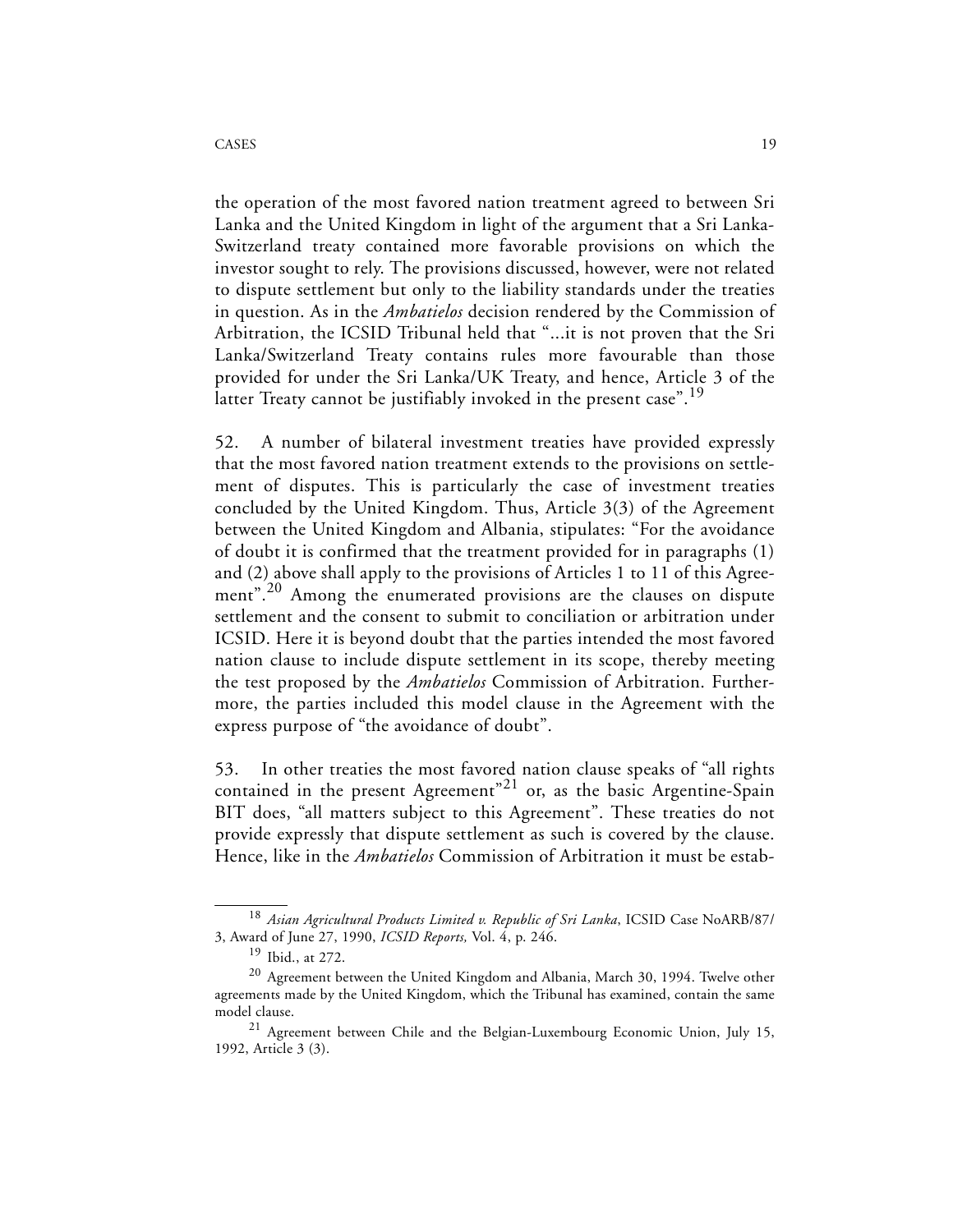the operation of the most favored nation treatment agreed to between Sri Lanka and the United Kingdom in light of the argument that a Sri Lanka-Switzerland treaty contained more favorable provisions on which the investor sought to rely. The provisions discussed, however, were not related to dispute settlement but only to the liability standards under the treaties in question. As in the *Ambatielos* decision rendered by the Commission of Arbitration, the ICSID Tribunal held that "...it is not proven that the Sri Lanka/Switzerland Treaty contains rules more favourable than those provided for under the Sri Lanka/UK Treaty, and hence, Article 3 of the latter Treaty cannot be justifiably invoked in the present case".[19]

52. A number of bilateral investment treaties have provided expressly that the most favored nation treatment extends to the provisions on settlement of disputes. This is particularly the case of investment treaties concluded by the United Kingdom. Thus, Article 3(3) of the Agreement between the United Kingdom and Albania, stipulates: "For the avoidance of doubt it is confirmed that the treatment provided for in paragraphs (1) and (2) above shall apply to the provisions of Articles 1 to 11 of this Agreement".[20] Among the enumerated provisions are the clauses on dispute settlement and the consent to submit to conciliation or arbitration under ICSID. Here it is beyond doubt that the parties intended the most favored nation clause to include dispute settlement in its scope, thereby meeting the test proposed by the *Ambatielos* Commission of Arbitration. Furthermore, the parties included this model clause in the Agreement with the express purpose of "the avoidance of doubt".

53. In other treaties the most favored nation clause speaks of "all rights contained in the present Agreement"[21] or, as the basic Argentine-Spain BIT does, "all matters subject to this Agreement". These treaties do not provide expressly that dispute settlement as such is covered by the clause. Hence, like in the *Ambatielos* Commission of Arbitration it must be estab-

---

[18] *Asian Agricultural Products Limited v. Republic of Sri Lanka*, ICSID Case NoARB/87/3, Award of June 27, 1990, *ICSID Reports,* Vol. 4, p. 246.

[19] Ibid., at 272.

[20] Agreement between the United Kingdom and Albania, March 30, 1994. Twelve other agreements made by the United Kingdom, which the Tribunal has examined, contain the same model clause.

[21] Agreement between Chile and the Belgian-Luxembourg Economic Union, July 15, 1992, Article 3 (3).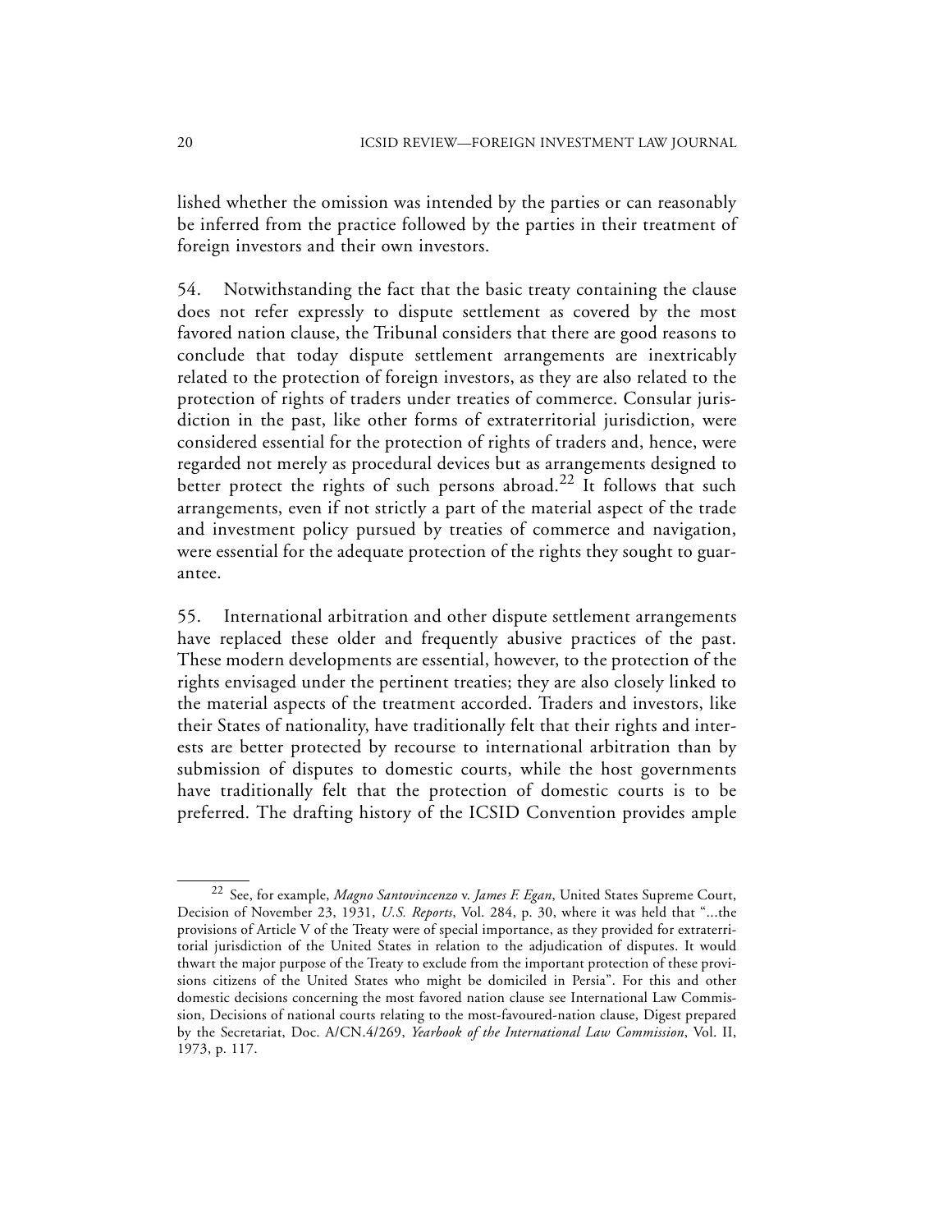lished whether the omission was intended by the parties or can reasonably be inferred from the practice followed by the parties in their treatment of foreign investors and their own investors.

54. Notwithstanding the fact that the basic treaty containing the clause does not refer expressly to dispute settlement as covered by the most favored nation clause, the Tribunal considers that there are good reasons to conclude that today dispute settlement arrangements are inextricably related to the protection of foreign investors, as they are also related to the protection of rights of traders under treaties of commerce. Consular jurisdiction in the past, like other forms of extraterritorial jurisdiction, were considered essential for the protection of rights of traders and, hence, were regarded not merely as procedural devices but as arrangements designed to better protect the rights of such persons abroad.[22] It follows that such arrangements, even if not strictly a part of the material aspect of the trade and investment policy pursued by treaties of commerce and navigation, were essential for the adequate protection of the rights they sought to guarantee.

55. International arbitration and other dispute settlement arrangements have replaced these older and frequently abusive practices of the past. These modern developments are essential, however, to the protection of the rights envisaged under the pertinent treaties; they are also closely linked to the material aspects of the treatment accorded. Traders and investors, like their States of nationality, have traditionally felt that their rights and interests are better protected by recourse to international arbitration than by submission of disputes to domestic courts, while the host governments have traditionally felt that the protection of domestic courts is to be preferred. The drafting history of the ICSID Convention provides ample

---

[22] See, for example, *Magno Santovincenzo* v. *James F. Egan*, United States Supreme Court, Decision of November 23, 1931, *U.S. Reports*, Vol. 284, p. 30, where it was held that "...the provisions of Article V of the Treaty were of special importance, as they provided for extraterritorial jurisdiction of the United States in relation to the adjudication of disputes. It would thwart the major purpose of the Treaty to exclude from the important protection of these provisions citizens of the United States who might be domiciled in Persia". For this and other domestic decisions concerning the most favored nation clause see International Law Commission, Decisions of national courts relating to the most-favoured-nation clause, Digest prepared by the Secretariat, Doc. A/CN.4/269, *Yearbook of the International Law Commission*, Vol. II, 1973, p. 117.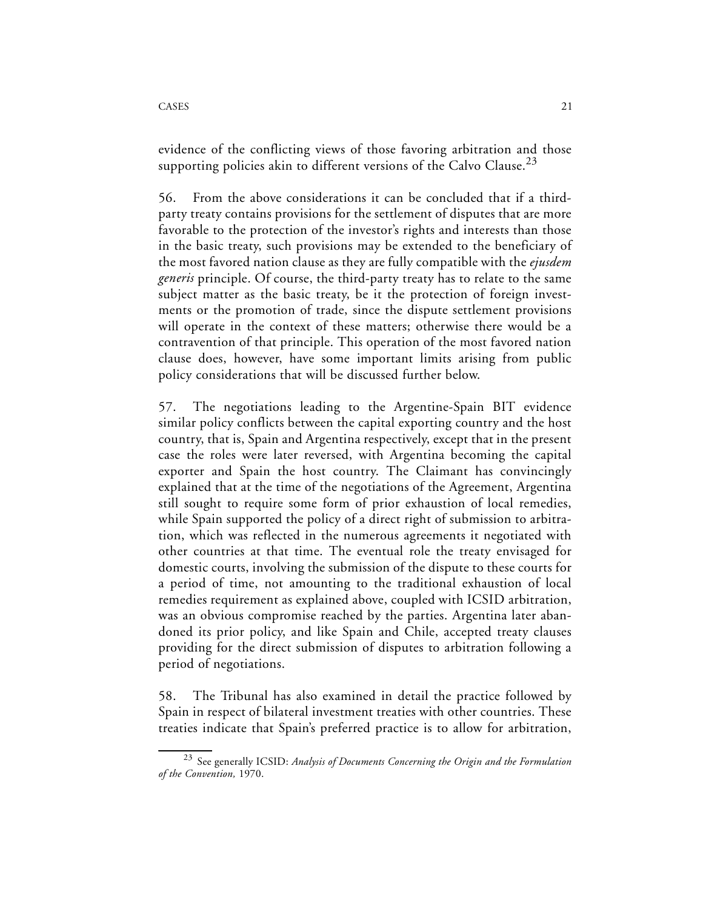evidence of the conflicting views of those favoring arbitration and those supporting policies akin to different versions of the Calvo Clause.[23]

56. From the above considerations it can be concluded that if a third-party treaty contains provisions for the settlement of disputes that are more favorable to the protection of the investor's rights and interests than those in the basic treaty, such provisions may be extended to the beneficiary of the most favored nation clause as they are fully compatible with the *ejusdem generis* principle. Of course, the third-party treaty has to relate to the same subject matter as the basic treaty, be it the protection of foreign investments or the promotion of trade, since the dispute settlement provisions will operate in the context of these matters; otherwise there would be a contravention of that principle. This operation of the most favored nation clause does, however, have some important limits arising from public policy considerations that will be discussed further below.

57. The negotiations leading to the Argentine-Spain BIT evidence similar policy conflicts between the capital exporting country and the host country, that is, Spain and Argentina respectively, except that in the present case the roles were later reversed, with Argentina becoming the capital exporter and Spain the host country. The Claimant has convincingly explained that at the time of the negotiations of the Agreement, Argentina still sought to require some form of prior exhaustion of local remedies, while Spain supported the policy of a direct right of submission to arbitration, which was reflected in the numerous agreements it negotiated with other countries at that time. The eventual role the treaty envisaged for domestic courts, involving the submission of the dispute to these courts for a period of time, not amounting to the traditional exhaustion of local remedies requirement as explained above, coupled with ICSID arbitration, was an obvious compromise reached by the parties. Argentina later abandoned its prior policy, and like Spain and Chile, accepted treaty clauses providing for the direct submission of disputes to arbitration following a period of negotiations.

58. The Tribunal has also examined in detail the practice followed by Spain in respect of bilateral investment treaties with other countries. These treaties indicate that Spain's preferred practice is to allow for arbitration,

[23] See generally ICSID: *Analysis of Documents Concerning the Origin and the Formulation of the Convention,* 1970.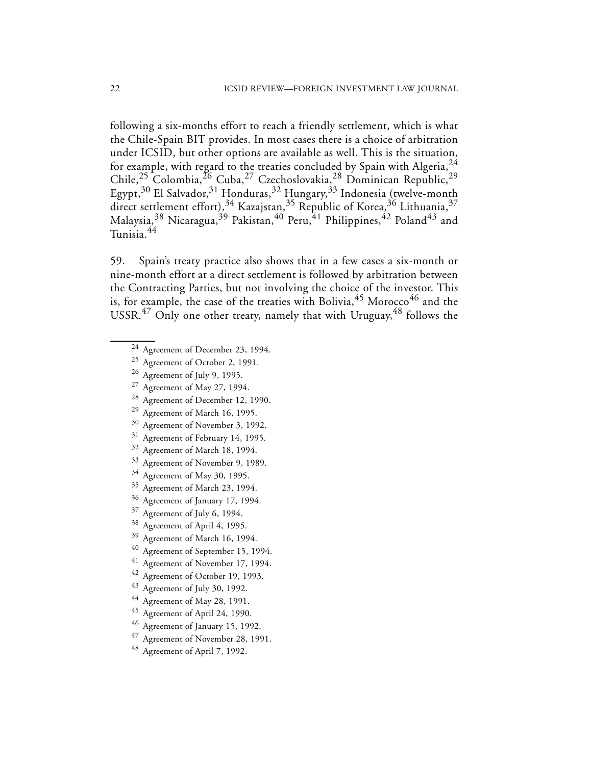following a six-months effort to reach a friendly settlement, which is what the Chile-Spain BIT provides. In most cases there is a choice of arbitration under ICSID, but other options are available as well. This is the situation, for example, with regard to the treaties concluded by Spain with Algeria,[24] Chile,[25] Colombia,[26] Cuba,[27] Czechoslovakia,[28] Dominican Republic,[29] Egypt,[30] El Salvador,[31] Honduras,[32] Hungary,[33] Indonesia (twelve-month direct settlement effort),[34] Kazajstan,[35] Republic of Korea,[36] Lithuania,[37] Malaysia,[38] Nicaragua,[39] Pakistan,[40] Peru,[41] Philippines,[42] Poland[43] and Tunisia.[44]

59. Spain's treaty practice also shows that in a few cases a six-month or nine-month effort at a direct settlement is followed by arbitration between the Contracting Parties, but not involving the choice of the investor. This is, for example, the case of the treaties with Bolivia,[45] Morocco[46] and the USSR.[47] Only one other treaty, namely that with Uruguay,[48] follows the

---

[24] Agreement of December 23, 1994.

[25] Agreement of October 2, 1991.

[26] Agreement of July 9, 1995.

[27] Agreement of May 27, 1994.

[28] Agreement of December 12, 1990.

[29] Agreement of March 16, 1995.

[30] Agreement of November 3, 1992.

[31] Agreement of February 14, 1995.

[32] Agreement of March 18, 1994.

[33] Agreement of November 9, 1989.

[34] Agreement of May 30, 1995.

[35] Agreement of March 23, 1994.

[36] Agreement of January 17, 1994.

[37] Agreement of July 6, 1994.

[38] Agreement of April 4, 1995.

[39] Agreement of March 16, 1994.

[40] Agreement of September 15, 1994.

[41] Agreement of November 17, 1994.

[42] Agreement of October 19, 1993.

[43] Agreement of July 30, 1992.

[44] Agreement of May 28, 1991.

[45] Agreement of April 24, 1990.

[46] Agreement of January 15, 1992.

[47] Agreement of November 28, 1991.

[48] Agreement of April 7, 1992.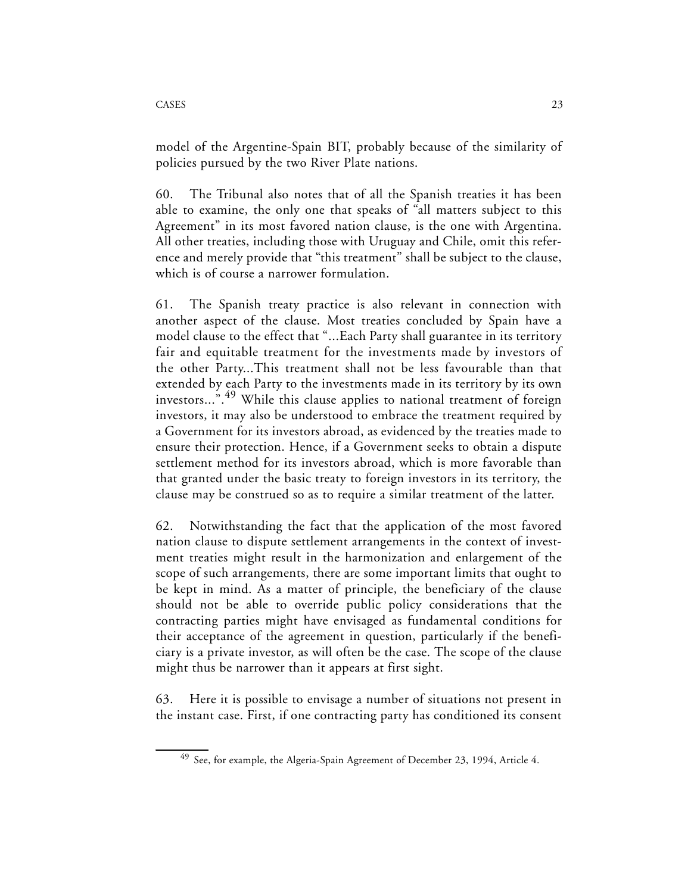model of the Argentine-Spain BIT, probably because of the similarity of policies pursued by the two River Plate nations.

60. The Tribunal also notes that of all the Spanish treaties it has been able to examine, the only one that speaks of "all matters subject to this Agreement" in its most favored nation clause, is the one with Argentina. All other treaties, including those with Uruguay and Chile, omit this reference and merely provide that "this treatment" shall be subject to the clause, which is of course a narrower formulation.

61. The Spanish treaty practice is also relevant in connection with another aspect of the clause. Most treaties concluded by Spain have a model clause to the effect that "...Each Party shall guarantee in its territory fair and equitable treatment for the investments made by investors of the other Party...This treatment shall not be less favourable than that extended by each Party to the investments made in its territory by its own investors...".[49] While this clause applies to national treatment of foreign investors, it may also be understood to embrace the treatment required by a Government for its investors abroad, as evidenced by the treaties made to ensure their protection. Hence, if a Government seeks to obtain a dispute settlement method for its investors abroad, which is more favorable than that granted under the basic treaty to foreign investors in its territory, the clause may be construed so as to require a similar treatment of the latter.

62. Notwithstanding the fact that the application of the most favored nation clause to dispute settlement arrangements in the context of investment treaties might result in the harmonization and enlargement of the scope of such arrangements, there are some important limits that ought to be kept in mind. As a matter of principle, the beneficiary of the clause should not be able to override public policy considerations that the contracting parties might have envisaged as fundamental conditions for their acceptance of the agreement in question, particularly if the beneficiary is a private investor, as will often be the case. The scope of the clause might thus be narrower than it appears at first sight.

63. Here it is possible to envisage a number of situations not present in the instant case. First, if one contracting party has conditioned its consent

[49] See, for example, the Algeria-Spain Agreement of December 23, 1994, Article 4.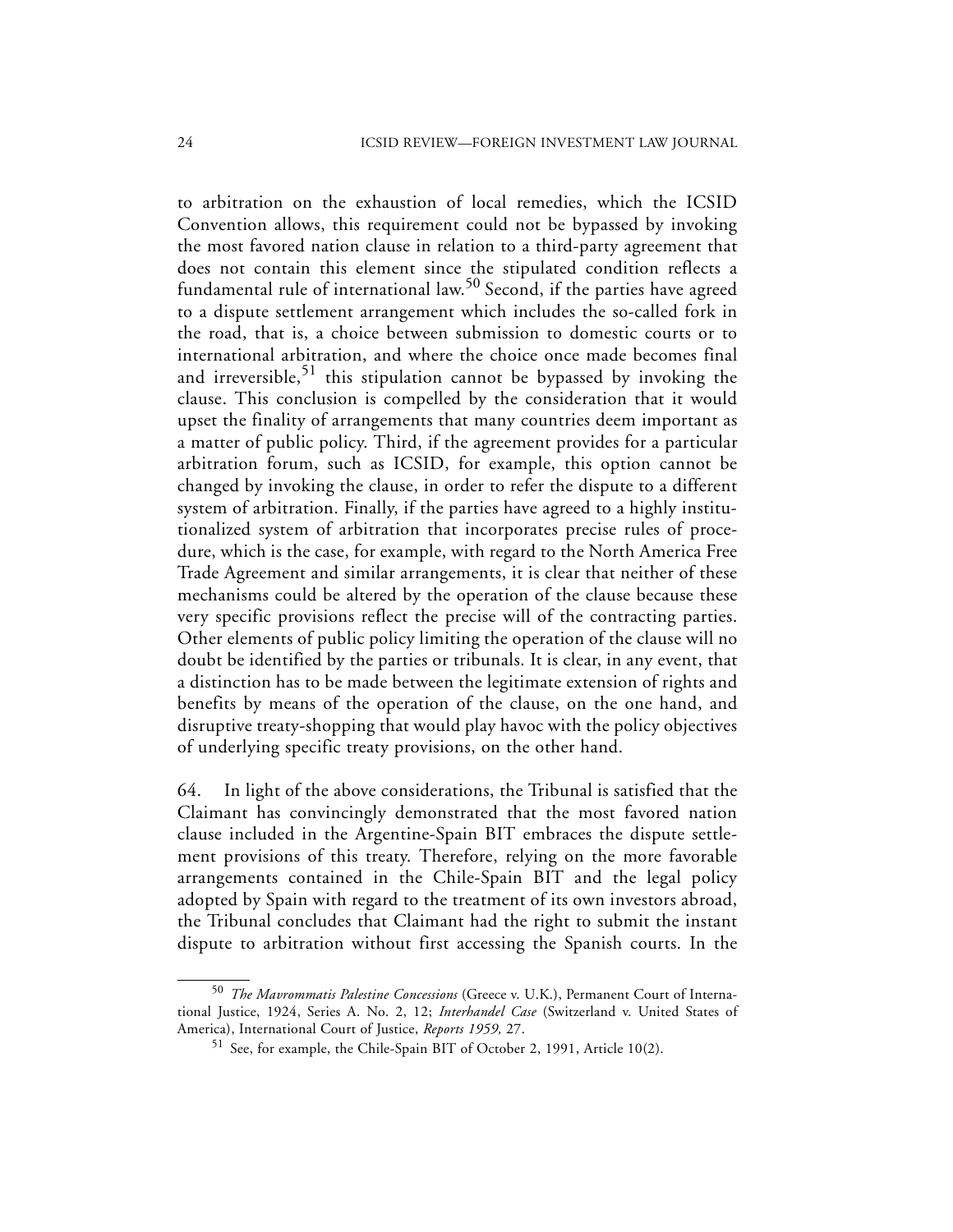to arbitration on the exhaustion of local remedies, which the ICSID Convention allows, this requirement could not be bypassed by invoking the most favored nation clause in relation to a third-party agreement that does not contain this element since the stipulated condition reflects a fundamental rule of international law.[50] Second, if the parties have agreed to a dispute settlement arrangement which includes the so-called fork in the road, that is, a choice between submission to domestic courts or to international arbitration, and where the choice once made becomes final and irreversible,[51] this stipulation cannot be bypassed by invoking the clause. This conclusion is compelled by the consideration that it would upset the finality of arrangements that many countries deem important as a matter of public policy. Third, if the agreement provides for a particular arbitration forum, such as ICSID, for example, this option cannot be changed by invoking the clause, in order to refer the dispute to a different system of arbitration. Finally, if the parties have agreed to a highly institutionalized system of arbitration that incorporates precise rules of procedure, which is the case, for example, with regard to the North America Free Trade Agreement and similar arrangements, it is clear that neither of these mechanisms could be altered by the operation of the clause because these very specific provisions reflect the precise will of the contracting parties. Other elements of public policy limiting the operation of the clause will no doubt be identified by the parties or tribunals. It is clear, in any event, that a distinction has to be made between the legitimate extension of rights and benefits by means of the operation of the clause, on the one hand, and disruptive treaty-shopping that would play havoc with the policy objectives of underlying specific treaty provisions, on the other hand.

64. In light of the above considerations, the Tribunal is satisfied that the Claimant has convincingly demonstrated that the most favored nation clause included in the Argentine-Spain BIT embraces the dispute settlement provisions of this treaty. Therefore, relying on the more favorable arrangements contained in the Chile-Spain BIT and the legal policy adopted by Spain with regard to the treatment of its own investors abroad, the Tribunal concludes that Claimant had the right to submit the instant dispute to arbitration without first accessing the Spanish courts. In the

[50] *The Mavrommatis Palestine Concessions* (Greece v. U.K.), Permanent Court of International Justice, 1924, Series A. No. 2, 12; *Interhandel Case* (Switzerland v. United States of America), International Court of Justice, *Reports 1959,* 27.

[51] See, for example, the Chile-Spain BIT of October 2, 1991, Article 10(2).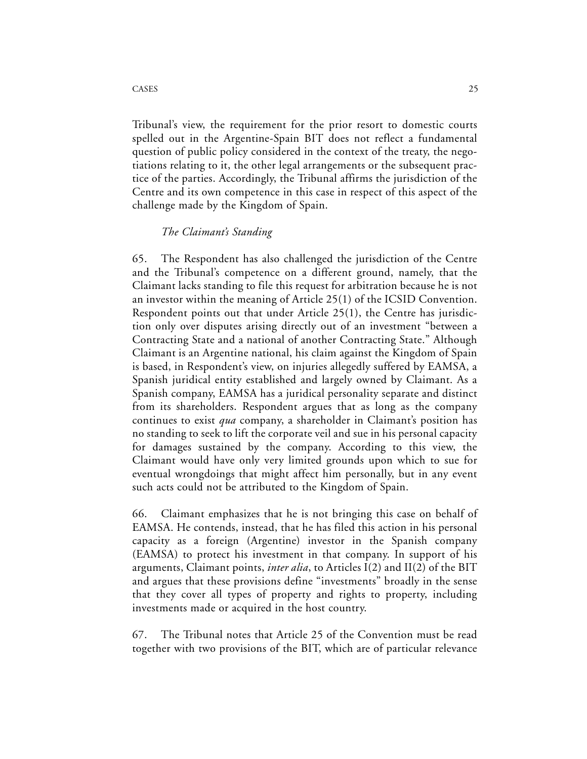Tribunal's view, the requirement for the prior resort to domestic courts spelled out in the Argentine-Spain BIT does not reflect a fundamental question of public policy considered in the context of the treaty, the negotiations relating to it, the other legal arrangements or the subsequent practice of the parties. Accordingly, the Tribunal affirms the jurisdiction of the Centre and its own competence in this case in respect of this aspect of the challenge made by the Kingdom of Spain.

*The Claimant's Standing*

65. The Respondent has also challenged the jurisdiction of the Centre and the Tribunal's competence on a different ground, namely, that the Claimant lacks standing to file this request for arbitration because he is not an investor within the meaning of Article 25(1) of the ICSID Convention. Respondent points out that under Article 25(1), the Centre has jurisdiction only over disputes arising directly out of an investment "between a Contracting State and a national of another Contracting State." Although Claimant is an Argentine national, his claim against the Kingdom of Spain is based, in Respondent's view, on injuries allegedly suffered by EAMSA, a Spanish juridical entity established and largely owned by Claimant. As a Spanish company, EAMSA has a juridical personality separate and distinct from its shareholders. Respondent argues that as long as the company continues to exist *qua* company, a shareholder in Claimant's position has no standing to seek to lift the corporate veil and sue in his personal capacity for damages sustained by the company. According to this view, the Claimant would have only very limited grounds upon which to sue for eventual wrongdoings that might affect him personally, but in any event such acts could not be attributed to the Kingdom of Spain.

66. Claimant emphasizes that he is not bringing this case on behalf of EAMSA. He contends, instead, that he has filed this action in his personal capacity as a foreign (Argentine) investor in the Spanish company (EAMSA) to protect his investment in that company. In support of his arguments, Claimant points, *inter alia*, to Articles I(2) and II(2) of the BIT and argues that these provisions define "investments" broadly in the sense that they cover all types of property and rights to property, including investments made or acquired in the host country.

67. The Tribunal notes that Article 25 of the Convention must be read together with two provisions of the BIT, which are of particular relevance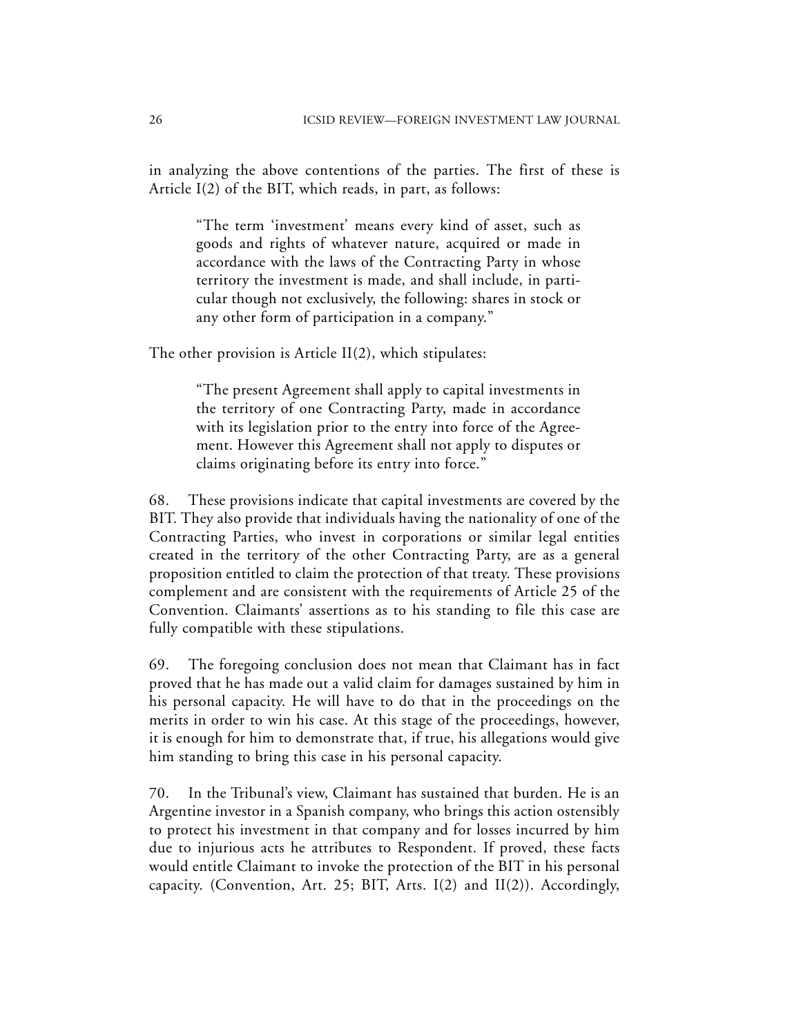in analyzing the above contentions of the parties. The first of these is Article I(2) of the BIT, which reads, in part, as follows:

> "The term 'investment' means every kind of asset, such as goods and rights of whatever nature, acquired or made in accordance with the laws of the Contracting Party in whose territory the investment is made, and shall include, in particular though not exclusively, the following: shares in stock or any other form of participation in a company."

The other provision is Article II(2), which stipulates:

> "The present Agreement shall apply to capital investments in the territory of one Contracting Party, made in accordance with its legislation prior to the entry into force of the Agreement. However this Agreement shall not apply to disputes or claims originating before its entry into force."

68. These provisions indicate that capital investments are covered by the BIT. They also provide that individuals having the nationality of one of the Contracting Parties, who invest in corporations or similar legal entities created in the territory of the other Contracting Party, are as a general proposition entitled to claim the protection of that treaty. These provisions complement and are consistent with the requirements of Article 25 of the Convention. Claimants' assertions as to his standing to file this case are fully compatible with these stipulations.

69. The foregoing conclusion does not mean that Claimant has in fact proved that he has made out a valid claim for damages sustained by him in his personal capacity. He will have to do that in the proceedings on the merits in order to win his case. At this stage of the proceedings, however, it is enough for him to demonstrate that, if true, his allegations would give him standing to bring this case in his personal capacity.

70. In the Tribunal's view, Claimant has sustained that burden. He is an Argentine investor in a Spanish company, who brings this action ostensibly to protect his investment in that company and for losses incurred by him due to injurious acts he attributes to Respondent. If proved, these facts would entitle Claimant to invoke the protection of the BIT in his personal capacity. (Convention, Art. 25; BIT, Arts. I(2) and II(2)). Accordingly,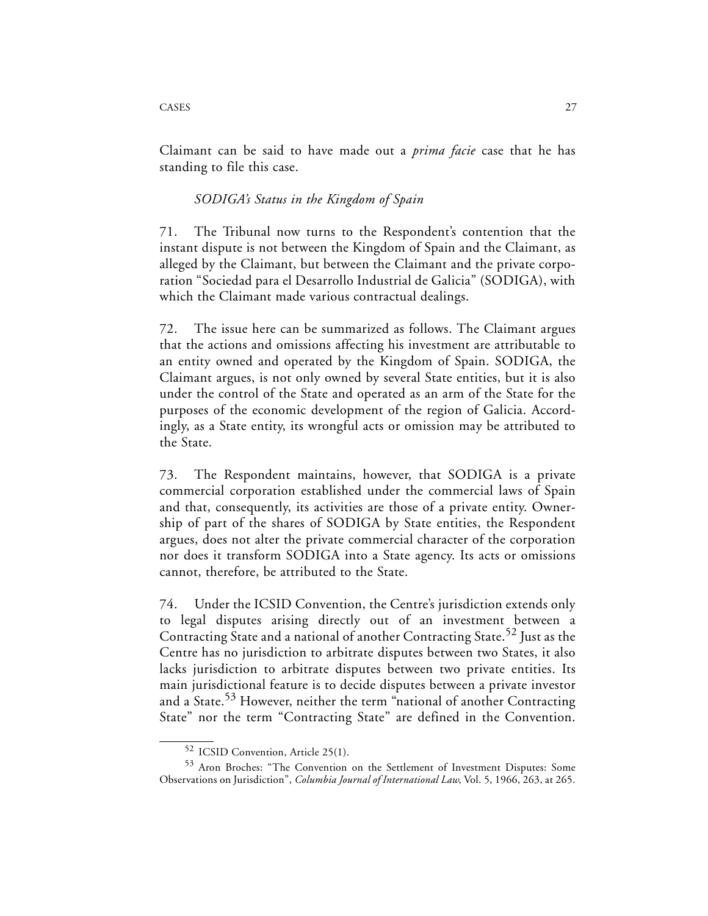Claimant can be said to have made out a *prima facie* case that he has standing to file this case.

*SODIGA's Status in the Kingdom of Spain*

71. The Tribunal now turns to the Respondent's contention that the instant dispute is not between the Kingdom of Spain and the Claimant, as alleged by the Claimant, but between the Claimant and the private corporation "Sociedad para el Desarrollo Industrial de Galicia" (SODIGA), with which the Claimant made various contractual dealings.

72. The issue here can be summarized as follows. The Claimant argues that the actions and omissions affecting his investment are attributable to an entity owned and operated by the Kingdom of Spain. SODIGA, the Claimant argues, is not only owned by several State entities, but it is also under the control of the State and operated as an arm of the State for the purposes of the economic development of the region of Galicia. Accordingly, as a State entity, its wrongful acts or omission may be attributed to the State.

73. The Respondent maintains, however, that SODIGA is a private commercial corporation established under the commercial laws of Spain and that, consequently, its activities are those of a private entity. Ownership of part of the shares of SODIGA by State entities, the Respondent argues, does not alter the private commercial character of the corporation nor does it transform SODIGA into a State agency. Its acts or omissions cannot, therefore, be attributed to the State.

74. Under the ICSID Convention, the Centre's jurisdiction extends only to legal disputes arising directly out of an investment between a Contracting State and a national of another Contracting State.[52] Just as the Centre has no jurisdiction to arbitrate disputes between two States, it also lacks jurisdiction to arbitrate disputes between two private entities. Its main jurisdictional feature is to decide disputes between a private investor and a State.[53] However, neither the term "national of another Contracting State" nor the term "Contracting State" are defined in the Convention.

---

[52] ICSID Convention, Article 25(1).

[53] Aron Broches: "The Convention on the Settlement of Investment Disputes: Some Observations on Jurisdiction", *Columbia Journal of International Law*, Vol. 5, 1966, 263, at 265.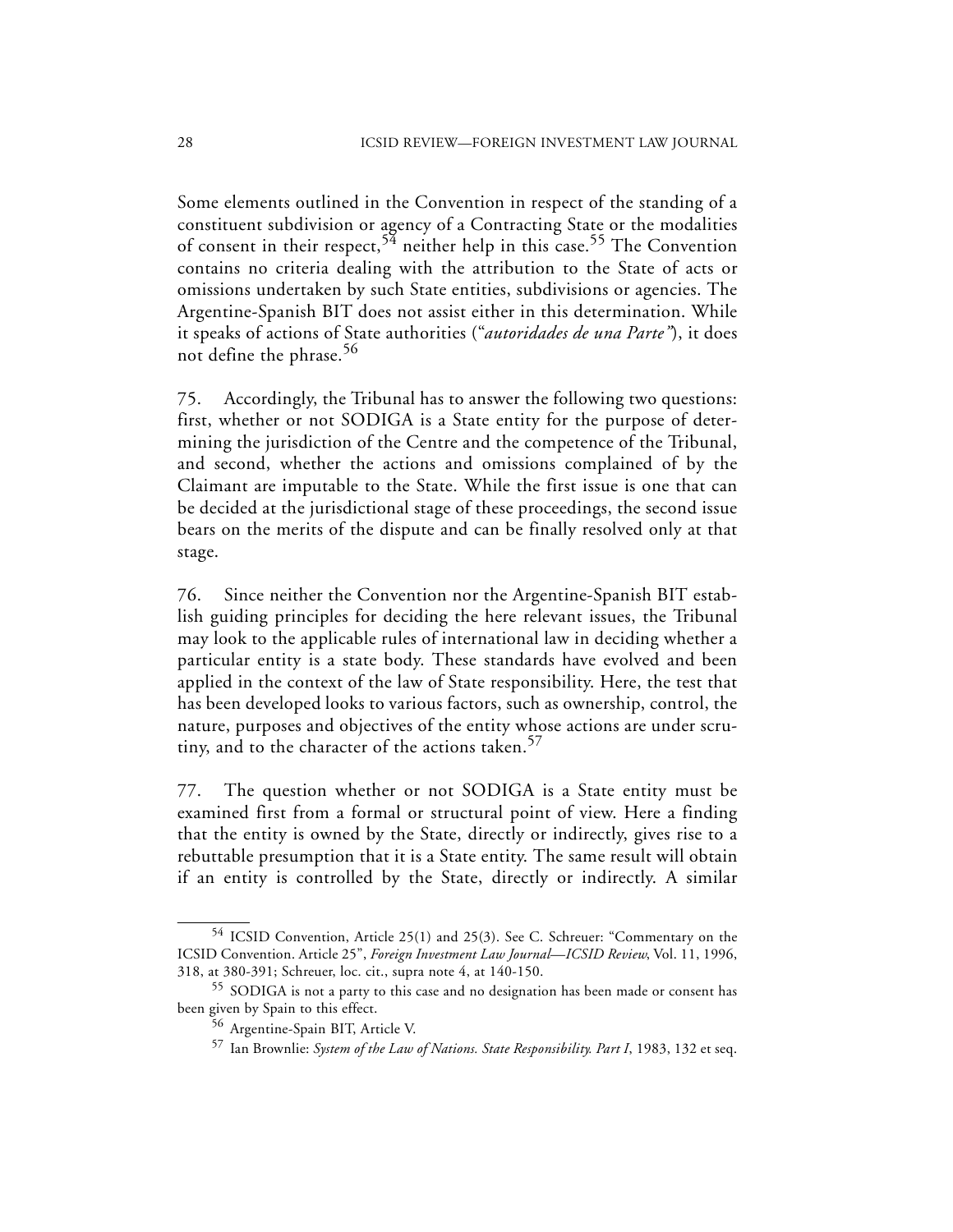Some elements outlined in the Convention in respect of the standing of a constituent subdivision or agency of a Contracting State or the modalities of consent in their respect,[54] neither help in this case.[55] The Convention contains no criteria dealing with the attribution to the State of acts or omissions undertaken by such State entities, subdivisions or agencies. The Argentine-Spanish BIT does not assist either in this determination. While it speaks of actions of State authorities ("*autoridades de una Parte*"), it does not define the phrase.[56]

75. Accordingly, the Tribunal has to answer the following two questions: first, whether or not SODIGA is a State entity for the purpose of determining the jurisdiction of the Centre and the competence of the Tribunal, and second, whether the actions and omissions complained of by the Claimant are imputable to the State. While the first issue is one that can be decided at the jurisdictional stage of these proceedings, the second issue bears on the merits of the dispute and can be finally resolved only at that stage.

76. Since neither the Convention nor the Argentine-Spanish BIT establish guiding principles for deciding the here relevant issues, the Tribunal may look to the applicable rules of international law in deciding whether a particular entity is a state body. These standards have evolved and been applied in the context of the law of State responsibility. Here, the test that has been developed looks to various factors, such as ownership, control, the nature, purposes and objectives of the entity whose actions are under scrutiny, and to the character of the actions taken.[57]

77. The question whether or not SODIGA is a State entity must be examined first from a formal or structural point of view. Here a finding that the entity is owned by the State, directly or indirectly, gives rise to a rebuttable presumption that it is a State entity. The same result will obtain if an entity is controlled by the State, directly or indirectly. A similar

---

[54] ICSID Convention, Article 25(1) and 25(3). See C. Schreuer: "Commentary on the ICSID Convention. Article 25", *Foreign Investment Law Journal—ICSID Review*, Vol. 11, 1996, 318, at 380-391; Schreuer, loc. cit., supra note 4, at 140-150.

[55] SODIGA is not a party to this case and no designation has been made or consent has been given by Spain to this effect.

[56] Argentine-Spain BIT, Article V.

[57] Ian Brownlie: *System of the Law of Nations. State Responsibility. Part I*, 1983, 132 et seq.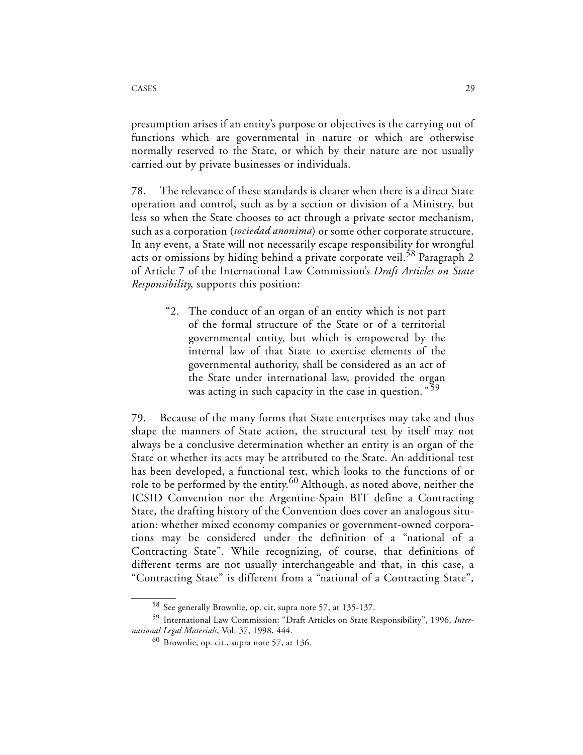presumption arises if an entity's purpose or objectives is the carrying out of functions which are governmental in nature or which are otherwise normally reserved to the State, or which by their nature are not usually carried out by private businesses or individuals.

78. The relevance of these standards is clearer when there is a direct State operation and control, such as by a section or division of a Ministry, but less so when the State chooses to act through a private sector mechanism, such as a corporation (*sociedad anonima*) or some other corporate structure. In any event, a State will not necessarily escape responsibility for wrongful acts or omissions by hiding behind a private corporate veil.[58] Paragraph 2 of Article 7 of the International Law Commission's *Draft Articles on State Responsibility*, supports this position:

> "2. The conduct of an organ of an entity which is not part of the formal structure of the State or of a territorial governmental entity, but which is empowered by the internal law of that State to exercise elements of the governmental authority, shall be considered as an act of the State under international law, provided the organ was acting in such capacity in the case in question."[59]

79. Because of the many forms that State enterprises may take and thus shape the manners of State action, the structural test by itself may not always be a conclusive determination whether an entity is an organ of the State or whether its acts may be attributed to the State. An additional test has been developed, a functional test, which looks to the functions of or role to be performed by the entity.[60] Although, as noted above, neither the ICSID Convention nor the Argentine-Spain BIT define a Contracting State, the drafting history of the Convention does cover an analogous situation: whether mixed economy companies or government-owned corporations may be considered under the definition of a "national of a Contracting State". While recognizing, of course, that definitions of different terms are not usually interchangeable and that, in this case, a "Contracting State" is different from a "national of a Contracting State",

---

[58] See generally Brownlie, op. cit, supra note 57, at 135-137.

[59] International Law Commission: "Draft Articles on State Responsibility", 1996, *International Legal Materials*, Vol. 37, 1998, 444.

[60] Brownlie, op. cit., supra note 57, at 136.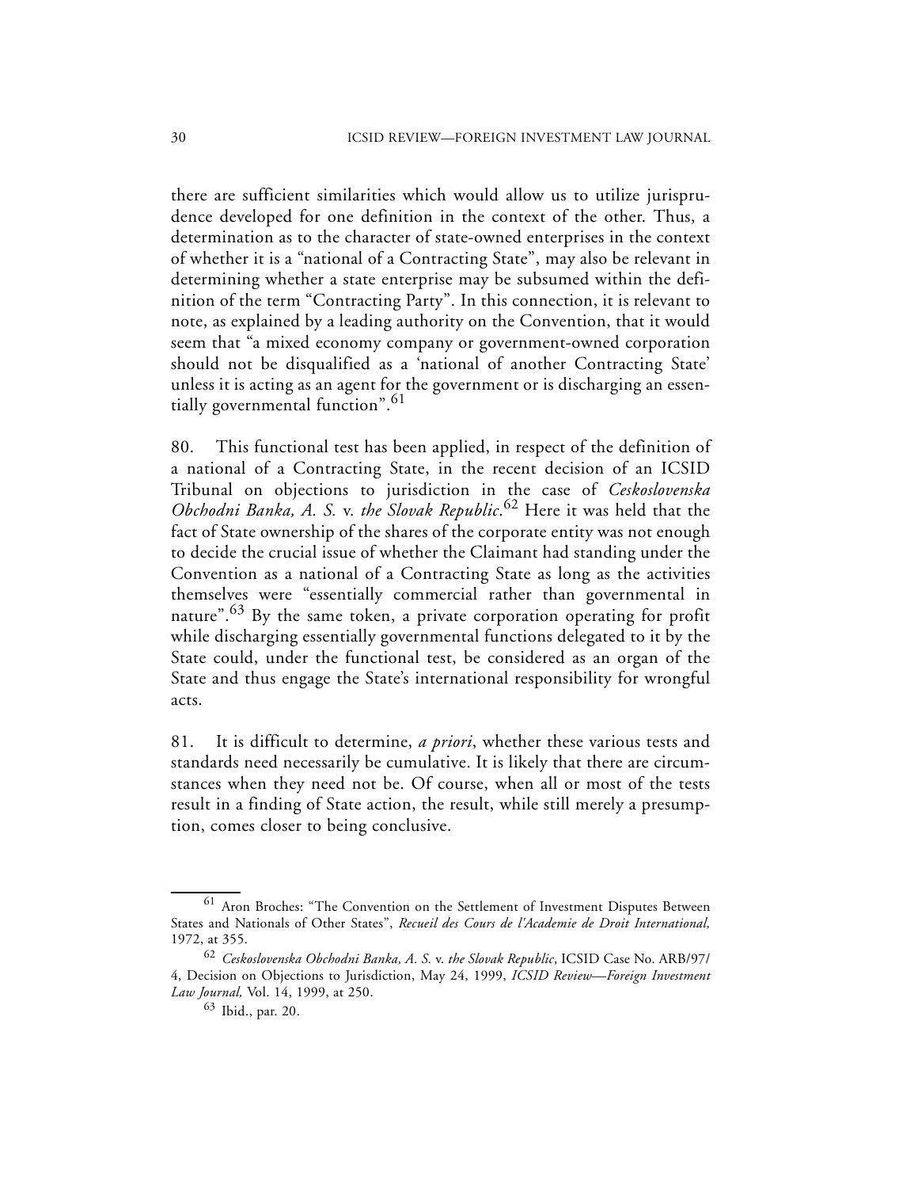there are sufficient similarities which would allow us to utilize jurisprudence developed for one definition in the context of the other. Thus, a determination as to the character of state-owned enterprises in the context of whether it is a "national of a Contracting State", may also be relevant in determining whether a state enterprise may be subsumed within the definition of the term "Contracting Party". In this connection, it is relevant to note, as explained by a leading authority on the Convention, that it would seem that "a mixed economy company or government-owned corporation should not be disqualified as a 'national of another Contracting State' unless it is acting as an agent for the government or is discharging an essentially governmental function".[61]

80. This functional test has been applied, in respect of the definition of a national of a Contracting State, in the recent decision of an ICSID Tribunal on objections to jurisdiction in the case of *Ceskoslovenska Obchodni Banka, A. S.* v. *the Slovak Republic*.[62] Here it was held that the fact of State ownership of the shares of the corporate entity was not enough to decide the crucial issue of whether the Claimant had standing under the Convention as a national of a Contracting State as long as the activities themselves were "essentially commercial rather than governmental in nature".[63] By the same token, a private corporation operating for profit while discharging essentially governmental functions delegated to it by the State could, under the functional test, be considered as an organ of the State and thus engage the State's international responsibility for wrongful acts.

81. It is difficult to determine, *a priori*, whether these various tests and standards need necessarily be cumulative. It is likely that there are circumstances when they need not be. Of course, when all or most of the tests result in a finding of State action, the result, while still merely a presumption, comes closer to being conclusive.

---

[61] Aron Broches: "The Convention on the Settlement of Investment Disputes Between States and Nationals of Other States", *Recueil des Cours de l'Academie de Droit International,* 1972, at 355.

[62] *Ceskoslovenska Obchodni Banka, A. S.* v. *the Slovak Republic*, ICSID Case No. ARB/97/4, Decision on Objections to Jurisdiction, May 24, 1999, *ICSID Review—Foreign Investment Law Journal,* Vol. 14, 1999, at 250.

[63] Ibid., par. 20.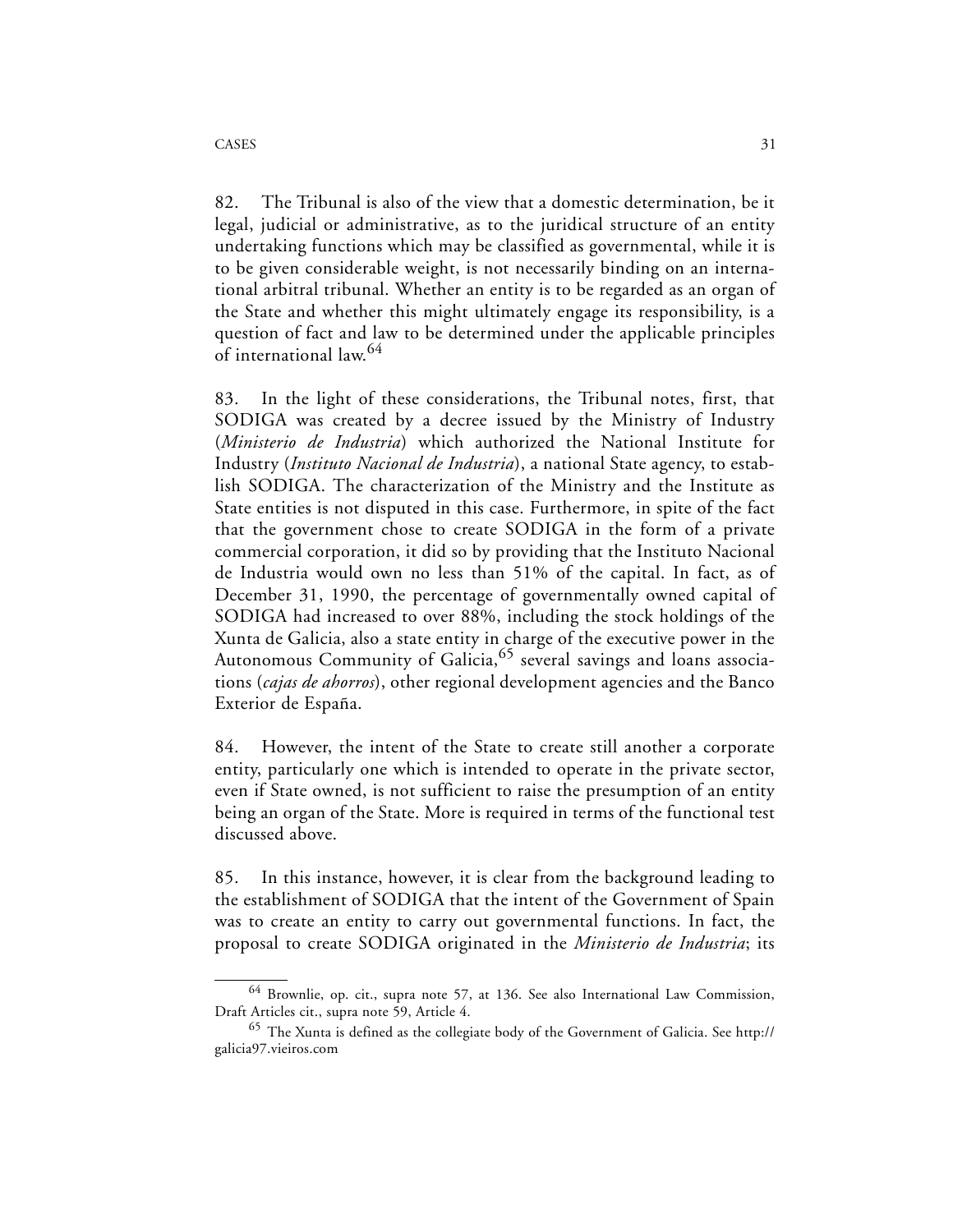82. The Tribunal is also of the view that a domestic determination, be it legal, judicial or administrative, as to the juridical structure of an entity undertaking functions which may be classified as governmental, while it is to be given considerable weight, is not necessarily binding on an international arbitral tribunal. Whether an entity is to be regarded as an organ of the State and whether this might ultimately engage its responsibility, is a question of fact and law to be determined under the applicable principles of international law.[64]

83. In the light of these considerations, the Tribunal notes, first, that SODIGA was created by a decree issued by the Ministry of Industry (*Ministerio de Industria*) which authorized the National Institute for Industry (*Instituto Nacional de Industria*), a national State agency, to establish SODIGA. The characterization of the Ministry and the Institute as State entities is not disputed in this case. Furthermore, in spite of the fact that the government chose to create SODIGA in the form of a private commercial corporation, it did so by providing that the Instituto Nacional de Industria would own no less than 51% of the capital. In fact, as of December 31, 1990, the percentage of governmentally owned capital of SODIGA had increased to over 88%, including the stock holdings of the Xunta de Galicia, also a state entity in charge of the executive power in the Autonomous Community of Galicia,[65] several savings and loans associations (*cajas de ahorros*), other regional development agencies and the Banco Exterior de España.

84. However, the intent of the State to create still another a corporate entity, particularly one which is intended to operate in the private sector, even if State owned, is not sufficient to raise the presumption of an entity being an organ of the State. More is required in terms of the functional test discussed above.

85. In this instance, however, it is clear from the background leading to the establishment of SODIGA that the intent of the Government of Spain was to create an entity to carry out governmental functions. In fact, the proposal to create SODIGA originated in the *Ministerio de Industria*; its

---

[64] Brownlie, op. cit., supra note 57, at 136. See also International Law Commission, Draft Articles cit., supra note 59, Article 4.

[65] The Xunta is defined as the collegiate body of the Government of Galicia. See http://galicia97.vieiros.com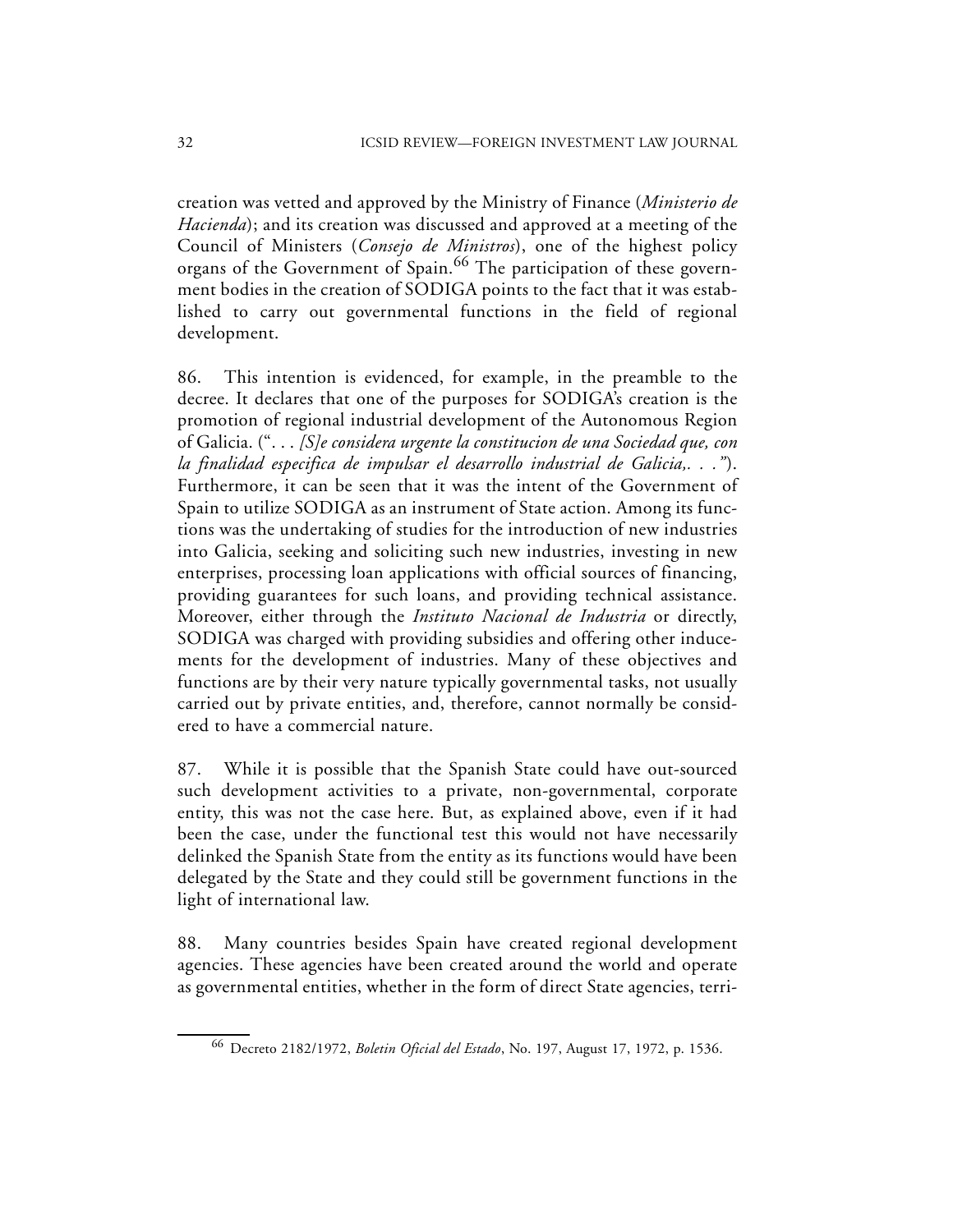creation was vetted and approved by the Ministry of Finance (*Ministerio de Hacienda*); and its creation was discussed and approved at a meeting of the Council of Ministers (*Consejo de Ministros*), one of the highest policy organs of the Government of Spain.[66] The participation of these government bodies in the creation of SODIGA points to the fact that it was established to carry out governmental functions in the field of regional development.

86. This intention is evidenced, for example, in the preamble to the decree. It declares that one of the purposes for SODIGA's creation is the promotion of regional industrial development of the Autonomous Region of Galicia. ("*. . . [S]e considera urgente la constitucion de una Sociedad que, con la finalidad especifica de impulsar el desarrollo industrial de Galicia,. . .*"). Furthermore, it can be seen that it was the intent of the Government of Spain to utilize SODIGA as an instrument of State action. Among its functions was the undertaking of studies for the introduction of new industries into Galicia, seeking and soliciting such new industries, investing in new enterprises, processing loan applications with official sources of financing, providing guarantees for such loans, and providing technical assistance. Moreover, either through the *Instituto Nacional de Industria* or directly, SODIGA was charged with providing subsidies and offering other inducements for the development of industries. Many of these objectives and functions are by their very nature typically governmental tasks, not usually carried out by private entities, and, therefore, cannot normally be considered to have a commercial nature.

87. While it is possible that the Spanish State could have out-sourced such development activities to a private, non-governmental, corporate entity, this was not the case here. But, as explained above, even if it had been the case, under the functional test this would not have necessarily delinked the Spanish State from the entity as its functions would have been delegated by the State and they could still be government functions in the light of international law.

88. Many countries besides Spain have created regional development agencies. These agencies have been created around the world and operate as governmental entities, whether in the form of direct State agencies, terri-

[66] Decreto 2182/1972, *Boletin Oficial del Estado*, No. 197, August 17, 1972, p. 1536.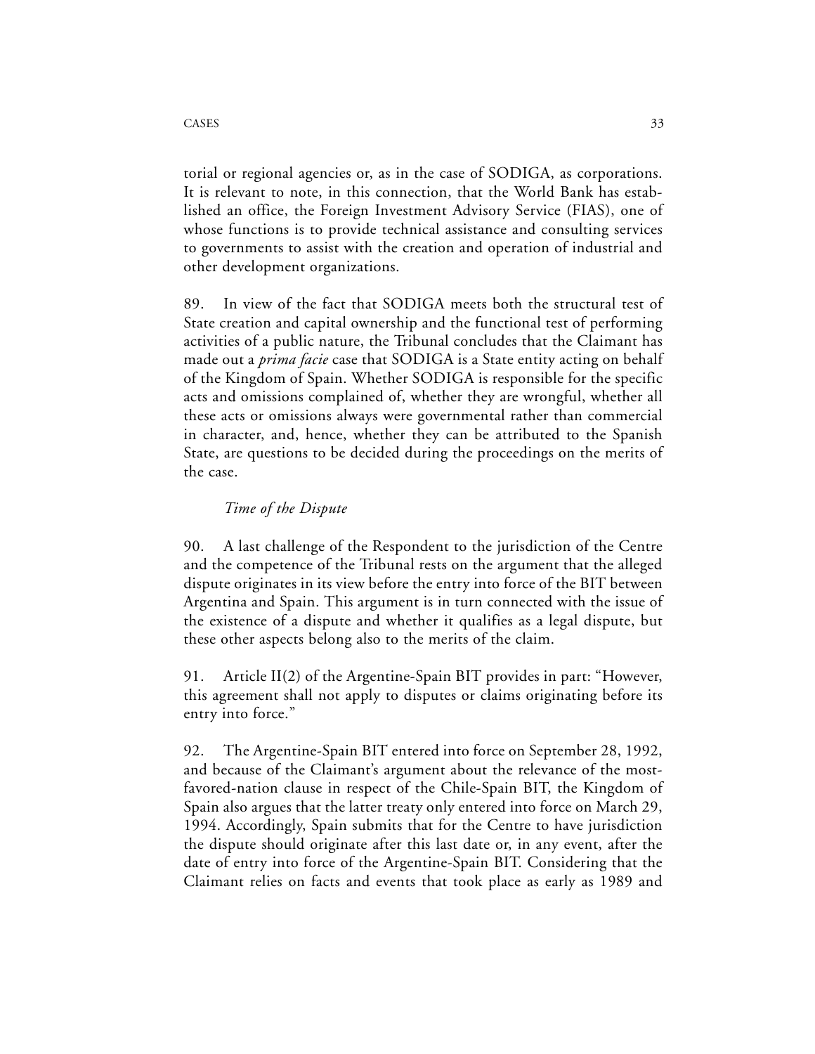torial or regional agencies or, as in the case of SODIGA, as corporations. It is relevant to note, in this connection, that the World Bank has established an office, the Foreign Investment Advisory Service (FIAS), one of whose functions is to provide technical assistance and consulting services to governments to assist with the creation and operation of industrial and other development organizations.

89. In view of the fact that SODIGA meets both the structural test of State creation and capital ownership and the functional test of performing activities of a public nature, the Tribunal concludes that the Claimant has made out a *prima facie* case that SODIGA is a State entity acting on behalf of the Kingdom of Spain. Whether SODIGA is responsible for the specific acts and omissions complained of, whether they are wrongful, whether all these acts or omissions always were governmental rather than commercial in character, and, hence, whether they can be attributed to the Spanish State, are questions to be decided during the proceedings on the merits of the case.

*Time of the Dispute*

90. A last challenge of the Respondent to the jurisdiction of the Centre and the competence of the Tribunal rests on the argument that the alleged dispute originates in its view before the entry into force of the BIT between Argentina and Spain. This argument is in turn connected with the issue of the existence of a dispute and whether it qualifies as a legal dispute, but these other aspects belong also to the merits of the claim.

91. Article II(2) of the Argentine-Spain BIT provides in part: "However, this agreement shall not apply to disputes or claims originating before its entry into force."

92. The Argentine-Spain BIT entered into force on September 28, 1992, and because of the Claimant's argument about the relevance of the most-favored-nation clause in respect of the Chile-Spain BIT, the Kingdom of Spain also argues that the latter treaty only entered into force on March 29, 1994. Accordingly, Spain submits that for the Centre to have jurisdiction the dispute should originate after this last date or, in any event, after the date of entry into force of the Argentine-Spain BIT. Considering that the Claimant relies on facts and events that took place as early as 1989 and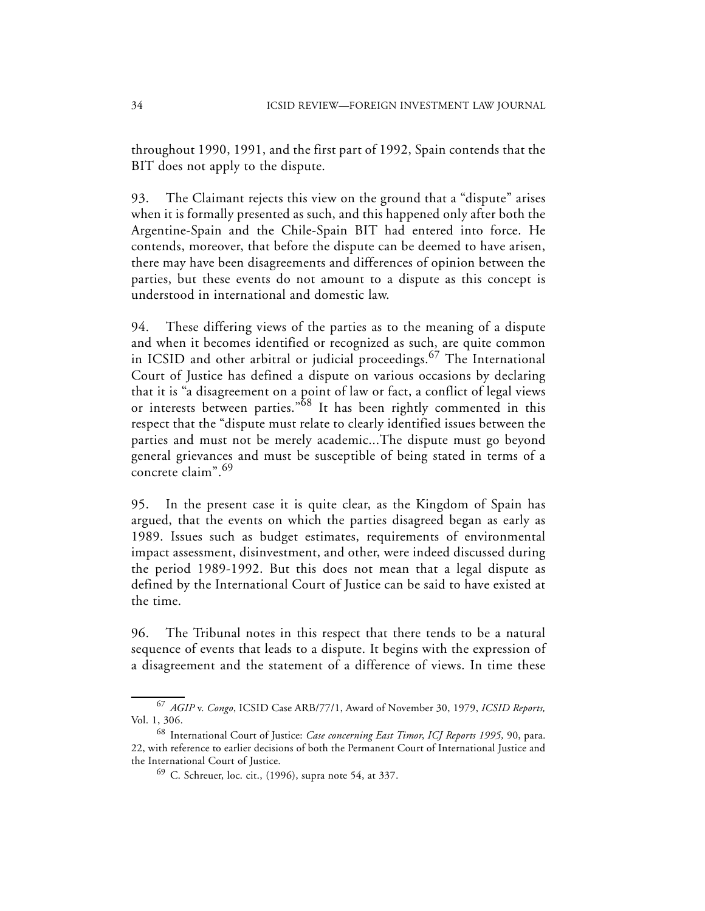throughout 1990, 1991, and the first part of 1992, Spain contends that the BIT does not apply to the dispute.

93. The Claimant rejects this view on the ground that a "dispute" arises when it is formally presented as such, and this happened only after both the Argentine-Spain and the Chile-Spain BIT had entered into force. He contends, moreover, that before the dispute can be deemed to have arisen, there may have been disagreements and differences of opinion between the parties, but these events do not amount to a dispute as this concept is understood in international and domestic law.

94. These differing views of the parties as to the meaning of a dispute and when it becomes identified or recognized as such, are quite common in ICSID and other arbitral or judicial proceedings.[67] The International Court of Justice has defined a dispute on various occasions by declaring that it is "a disagreement on a point of law or fact, a conflict of legal views or interests between parties."[68] It has been rightly commented in this respect that the "dispute must relate to clearly identified issues between the parties and must not be merely academic...The dispute must go beyond general grievances and must be susceptible of being stated in terms of a concrete claim".[69]

95. In the present case it is quite clear, as the Kingdom of Spain has argued, that the events on which the parties disagreed began as early as 1989. Issues such as budget estimates, requirements of environmental impact assessment, disinvestment, and other, were indeed discussed during the period 1989-1992. But this does not mean that a legal dispute as defined by the International Court of Justice can be said to have existed at the time.

96. The Tribunal notes in this respect that there tends to be a natural sequence of events that leads to a dispute. It begins with the expression of a disagreement and the statement of a difference of views. In time these

---

[67] *AGIP* v. *Congo*, ICSID Case ARB/77/1, Award of November 30, 1979, *ICSID Reports,* Vol. 1, 306.

[68] International Court of Justice: *Case concerning East Timor*, *ICJ Reports 1995,* 90, para. 22, with reference to earlier decisions of both the Permanent Court of International Justice and the International Court of Justice.

[69] C. Schreuer, loc. cit., (1996), supra note 54, at 337.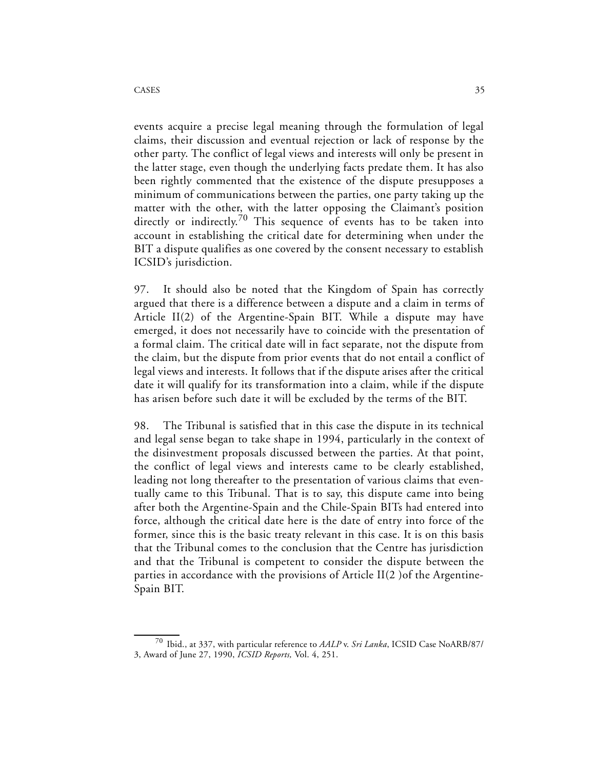events acquire a precise legal meaning through the formulation of legal claims, their discussion and eventual rejection or lack of response by the other party. The conflict of legal views and interests will only be present in the latter stage, even though the underlying facts predate them. It has also been rightly commented that the existence of the dispute presupposes a minimum of communications between the parties, one party taking up the matter with the other, with the latter opposing the Claimant's position directly or indirectly.[70] This sequence of events has to be taken into account in establishing the critical date for determining when under the BIT a dispute qualifies as one covered by the consent necessary to establish ICSID's jurisdiction.

97. It should also be noted that the Kingdom of Spain has correctly argued that there is a difference between a dispute and a claim in terms of Article II(2) of the Argentine-Spain BIT. While a dispute may have emerged, it does not necessarily have to coincide with the presentation of a formal claim. The critical date will in fact separate, not the dispute from the claim, but the dispute from prior events that do not entail a conflict of legal views and interests. It follows that if the dispute arises after the critical date it will qualify for its transformation into a claim, while if the dispute has arisen before such date it will be excluded by the terms of the BIT.

98. The Tribunal is satisfied that in this case the dispute in its technical and legal sense began to take shape in 1994, particularly in the context of the disinvestment proposals discussed between the parties. At that point, the conflict of legal views and interests came to be clearly established, leading not long thereafter to the presentation of various claims that eventually came to this Tribunal. That is to say, this dispute came into being after both the Argentine-Spain and the Chile-Spain BITs had entered into force, although the critical date here is the date of entry into force of the former, since this is the basic treaty relevant in this case. It is on this basis that the Tribunal comes to the conclusion that the Centre has jurisdiction and that the Tribunal is competent to consider the dispute between the parties in accordance with the provisions of Article II(2 )of the Argentine-Spain BIT.

---

[70] Ibid., at 337, with particular reference to *AALP* v. *Sri Lanka*, ICSID Case NoARB/87/3, Award of June 27, 1990, *ICSID Reports,* Vol. 4, 251.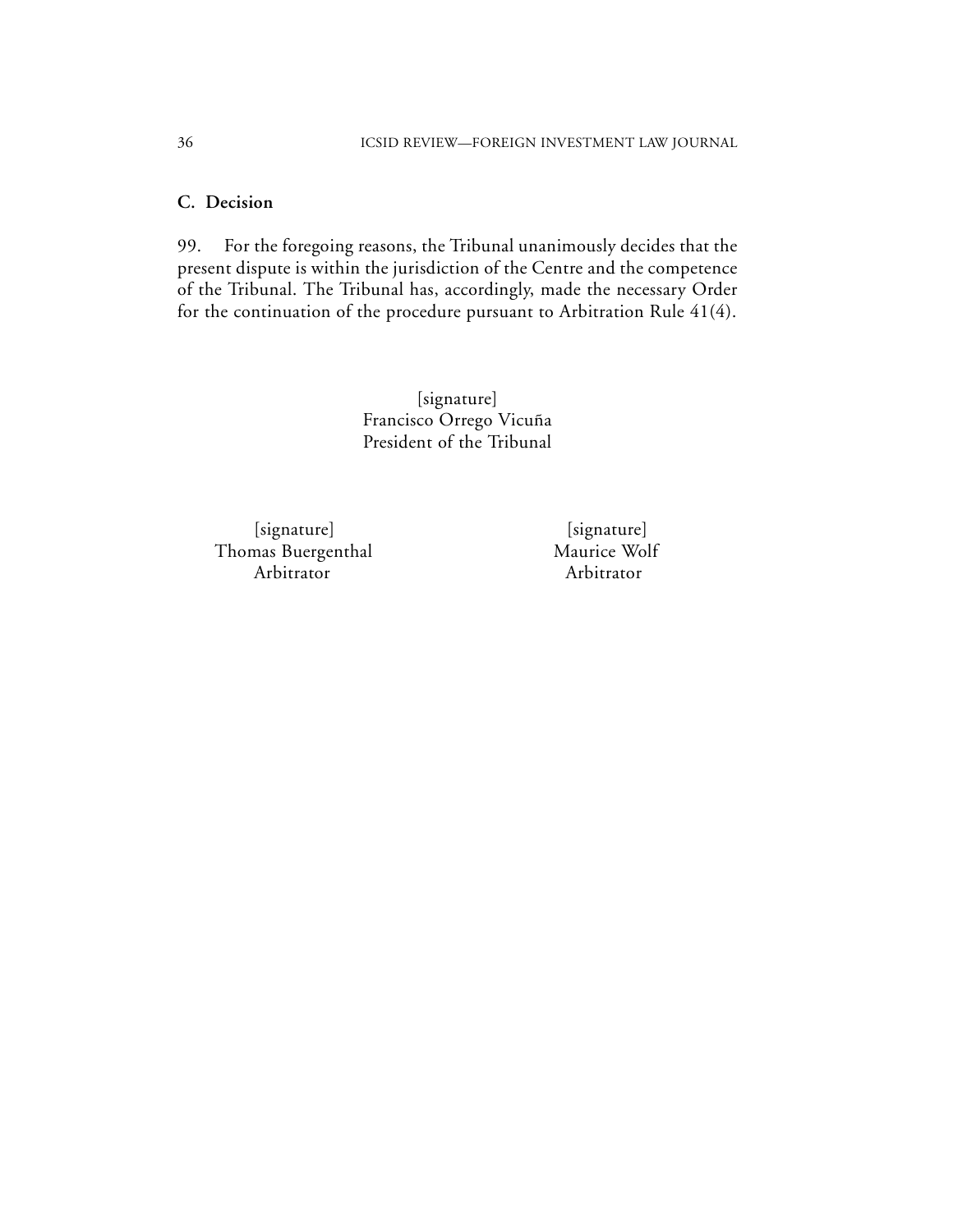## C. Decision

99. For the foregoing reasons, the Tribunal unanimously decides that the present dispute is within the jurisdiction of the Centre and the competence of the Tribunal. The Tribunal has, accordingly, made the necessary Order for the continuation of the procedure pursuant to Arbitration Rule 41(4).

[signature]
Francisco Orrego Vicuña
President of the Tribunal

[signature]
Thomas Buergenthal
Arbitrator

[signature]
Maurice Wolf
Arbitrator